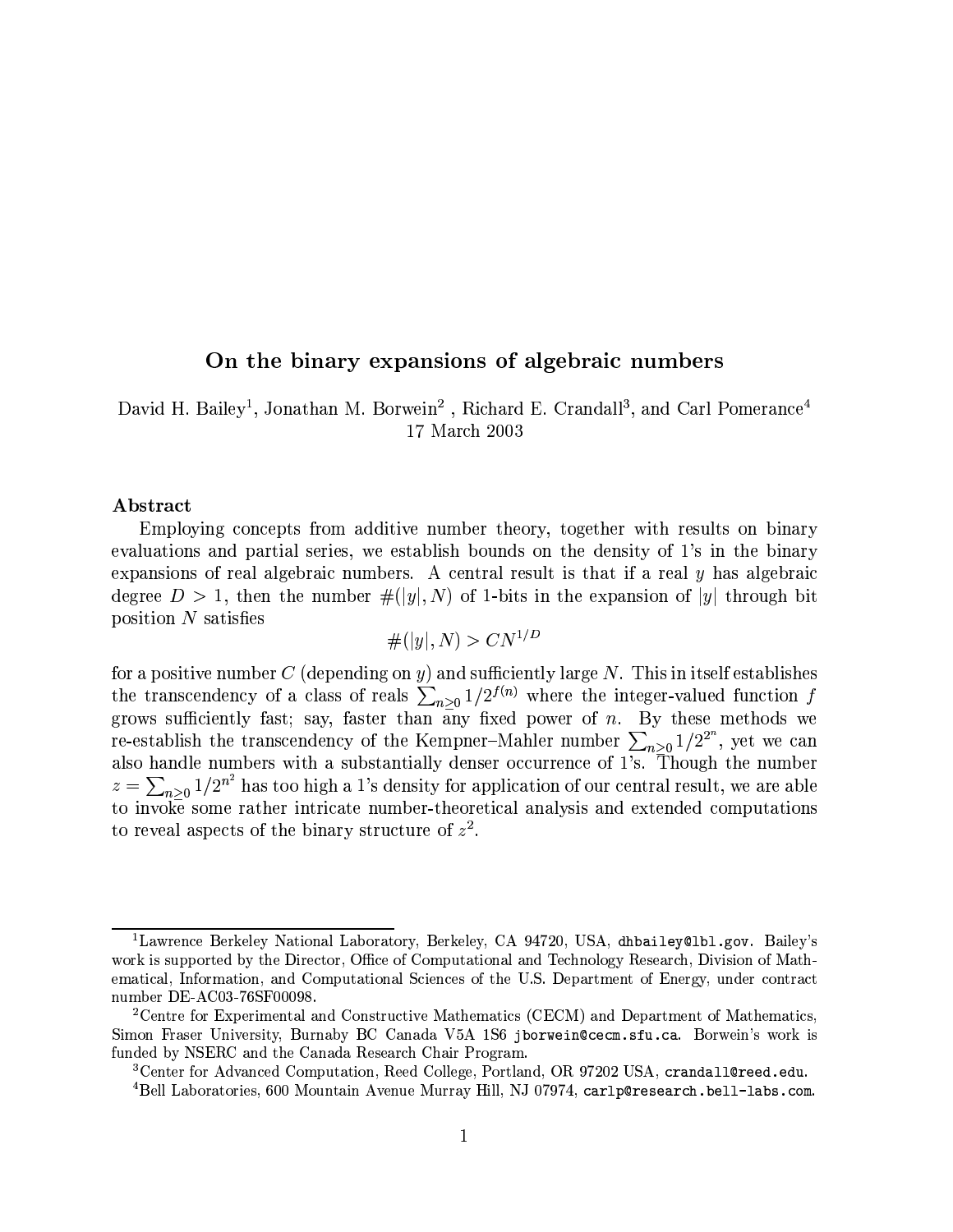# On the binary expansions of algebraic numbers

David H. Bailey[1], Jonathan M. Borwein[2] , Richard E. Crandall[3], and Carl Pomerance[4]
17 March 2003

## Abstract

Employing concepts from additive number theory, together with results on binary evaluations and partial series, we establish bounds on the density of 1's in the binary expansions of real algebraic numbers. A central result is that if a real $y$ has algebraic degree $D > 1$, then the number $\#(|y|, N)$ of 1-bits in the expansion of $|y|$ through bit position $N$ satisfies

$$\#(|y|, N) > CN^{1/D}$$

for a positive number $C$ (depending on $y$) and sufficiently large $N$. This in itself establishes the transcendency of a class of reals $\sum_{n \geq 0} 1/2^{f(n)}$ where the integer-valued function $f$ grows sufficiently fast; say, faster than any fixed power of $n$. By these methods we re-establish the transcendency of the Kempner–Mahler number $\sum_{n \geq 0} 1/2^{2^n}$, yet we can also handle numbers with a substantially denser occurrence of 1's. Though the number $z = \sum_{n \geq 0} 1/2^{n^2}$ has too high a 1's density for application of our central result, we are able to invoke some rather intricate number-theoretical analysis and extended computations to reveal aspects of the binary structure of $z^2$.

---

[1] Lawrence Berkeley National Laboratory, Berkeley, CA 94720, USA, dhbailey@lbl.gov. Bailey's work is supported by the Director, Office of Computational and Technology Research, Division of Mathematical, Information, and Computational Sciences of the U.S. Department of Energy, under contract number DE-AC03-76SF00098.

[2] Centre for Experimental and Constructive Mathematics (CECM) and Department of Mathematics, Simon Fraser University, Burnaby BC Canada V5A 1S6 jborwein@cecm.sfu.ca. Borwein's work is funded by NSERC and the Canada Research Chair Program.

[3] Center for Advanced Computation, Reed College, Portland, OR 97202 USA, crandall@reed.edu.

[4] Bell Laboratories, 600 Mountain Avenue Murray Hill, NJ 07974, carlp@research.bell-labs.com.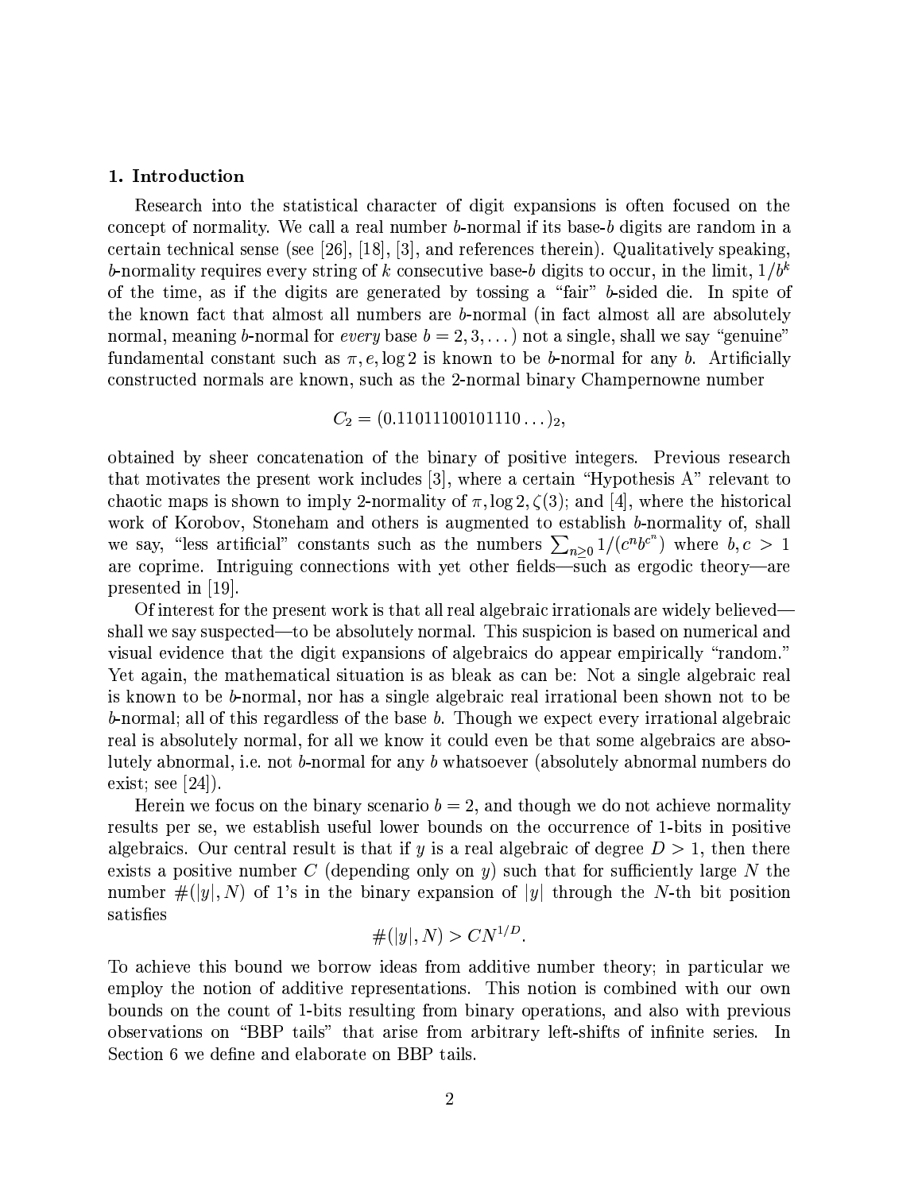## 1. Introduction

Research into the statistical character of digit expansions is often focused on the concept of normality. We call a real number $b$-normal if its base-$b$ digits are random in a certain technical sense (see [26], [18], [3], and references therein). Qualitatively speaking, $b$-normality requires every string of $k$ consecutive base-$b$ digits to occur, in the limit, $1/b^k$ of the time, as if the digits are generated by tossing a "fair" $b$-sided die. In spite of the known fact that almost all numbers are $b$-normal (in fact almost all are absolutely normal, meaning $b$-normal for *every* base $b = 2, 3, \dots$) not a single, shall we say "genuine" fundamental constant such as $\pi, e, \log 2$ is known to be $b$-normal for any $b$. Artificially constructed normals are known, such as the 2-normal binary Champernowne number

$$C_2 = (0.11011100101110\dots)_2,$$

obtained by sheer concatenation of the binary of positive integers. Previous research that motivates the present work includes [3], where a certain "Hypothesis A" relevant to chaotic maps is shown to imply 2-normality of $\pi, \log 2, \zeta(3)$; and [4], where the historical work of Korobov, Stoneham and others is augmented to establish $b$-normality of, shall we say, "less artificial" constants such as the numbers $\sum_{n \geq 0} 1/(c^n b^{c^n})$ where $b, c > 1$ are coprime. Intriguing connections with yet other fields—such as ergodic theory—are presented in [19].

Of interest for the present work is that all real algebraic irrationals are widely believed—shall we say suspected—to be absolutely normal. This suspicion is based on numerical and visual evidence that the digit expansions of algebraics do appear empirically "random." Yet again, the mathematical situation is as bleak as can be: Not a single algebraic real is known to be $b$-normal, nor has a single algebraic real irrational been shown not to be $b$-normal; all of this regardless of the base $b$. Though we expect every irrational algebraic real is absolutely normal, for all we know it could even be that some algebraics are absolutely abnormal, i.e. not $b$-normal for any $b$ whatsoever (absolutely abnormal numbers do exist; see [24]).

Herein we focus on the binary scenario $b = 2$, and though we do not achieve normality results per se, we establish useful lower bounds on the occurrence of 1-bits in positive algebraics. Our central result is that if $y$ is a real algebraic of degree $D > 1$, then there exists a positive number $C$ (depending only on $y$) such that for sufficiently large $N$ the number $\#(|y|, N)$ of 1's in the binary expansion of $|y|$ through the $N$-th bit position satisfies

$$\#(|y|, N) > C N^{1/D}.$$

To achieve this bound we borrow ideas from additive number theory; in particular we employ the notion of additive representations. This notion is combined with our own bounds on the count of 1-bits resulting from binary operations, and also with previous observations on "BBP tails" that arise from arbitrary left-shifts of infinite series. In Section 6 we define and elaborate on BBP tails.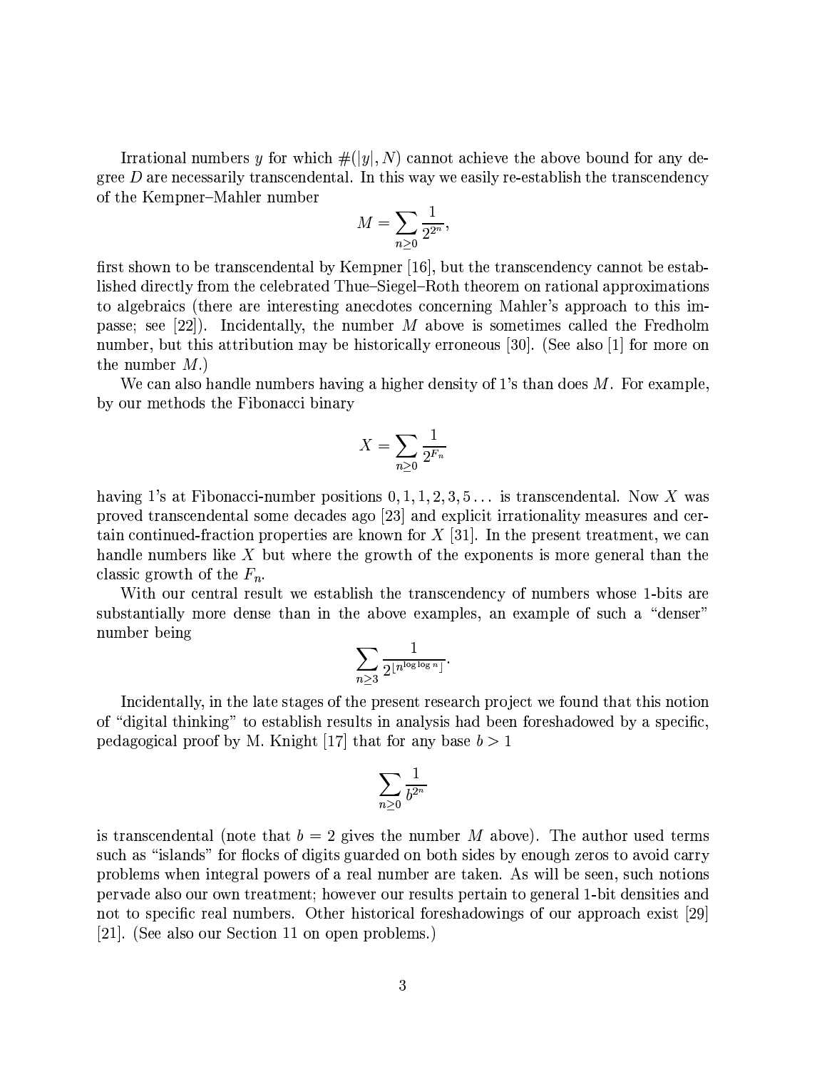Irrational numbers $y$ for which $\#(\lfloor y \rfloor, N)$ cannot achieve the above bound for any degree $D$ are necessarily transcendental. In this way we easily re-establish the transcendency of the Kempner–Mahler number

$$M = \sum_{n \geq 0} \frac{1}{2^{2^n}},$$

first shown to be transcendental by Kempner [16], but the transcendency cannot be established directly from the celebrated Thue–Siegel–Roth theorem on rational approximations to algebraics (there are interesting anecdotes concerning Mahler's approach to this impasse; see [22]). Incidentally, the number $M$ above is sometimes called the Fredholm number, but this attribution may be historically erroneous [30]. (See also [1] for more on the number $M$.)

We can also handle numbers having a higher density of 1's than does $M$. For example, by our methods the Fibonacci binary

$$X = \sum_{n \geq 0} \frac{1}{2^{F_n}}$$

having 1's at Fibonacci-number positions $0, 1, 1, 2, 3, 5 \ldots$ is transcendental. Now $X$ was proved transcendental some decades ago [23] and explicit irrationality measures and certain continued-fraction properties are known for $X$ [31]. In the present treatment, we can handle numbers like $X$ but where the growth of the exponents is more general than the classic growth of the $F_n$.

With our central result we establish the transcendency of numbers whose 1-bits are substantially more dense than in the above examples, an example of such a "denser" number being

$$\sum_{n \geq 3} \frac{1}{2^{\lfloor n^{\log \log n} \rfloor}}.$$

Incidentally, in the late stages of the present research project we found that this notion of "digital thinking" to establish results in analysis had been foreshadowed by a specific, pedagogical proof by M. Knight [17] that for any base $b > 1$

$$\sum_{n \geq 0} \frac{1}{b^{2^n}}$$

is transcendental (note that $b = 2$ gives the number $M$ above). The author used terms such as "islands" for flocks of digits guarded on both sides by enough zeros to avoid carry problems when integral powers of a real number are taken. As will be seen, such notions pervade also our own treatment; however our results pertain to general 1-bit densities and not to specific real numbers. Other historical foreshadowings of our approach exist [29] [21]. (See also our Section 11 on open problems.)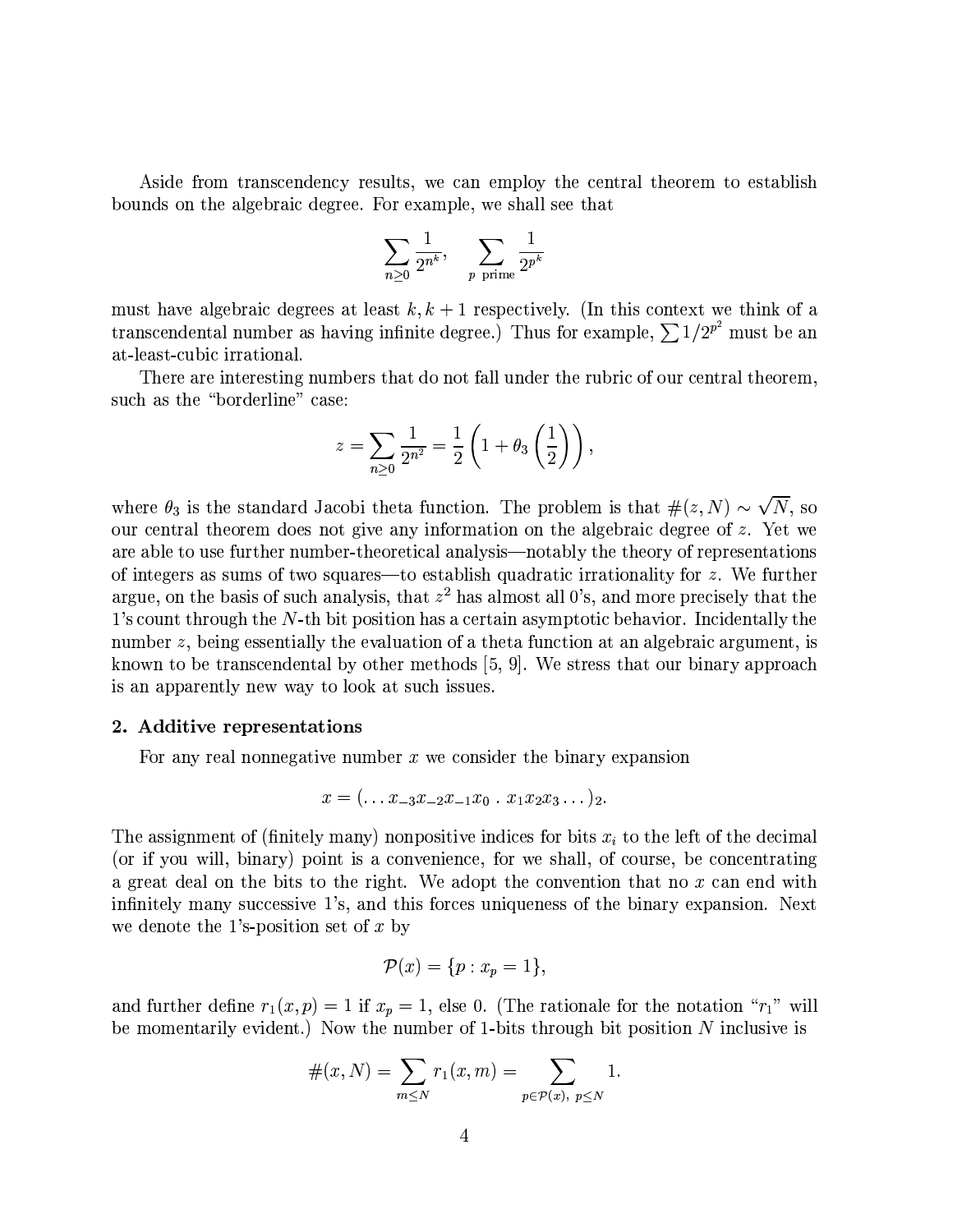Aside from transcendency results, we can employ the central theorem to establish bounds on the algebraic degree. For example, we shall see that

$$\sum_{n \geq 0} \frac{1}{2^{n^k}}, \quad \sum_{p \text{ prime}} \frac{1}{2^{p^k}}$$

must have algebraic degrees at least $k, k+1$ respectively. (In this context we think of a transcendental number as having infinite degree.) Thus for example, $\sum 1/2^{p^2}$ must be an at-least-cubic irrational.

There are interesting numbers that do not fall under the rubric of our central theorem, such as the "borderline" case:

$$z = \sum_{n \geq 0} \frac{1}{2^{n^2}} = \frac{1}{2}\left(1 + \theta_3\left(\frac{1}{2}\right)\right),$$

where $\theta_3$ is the standard Jacobi theta function. The problem is that $\#(z, N) \sim \sqrt{N}$, so our central theorem does not give any information on the algebraic degree of $z$. Yet we are able to use further number-theoretical analysis—notably the theory of representations of integers as sums of two squares—to establish quadratic irrationality for $z$. We further argue, on the basis of such analysis, that $z^2$ has almost all 0's, and more precisely that the 1's count through the $N$-th bit position has a certain asymptotic behavior. Incidentally the number $z$, being essentially the evaluation of a theta function at an algebraic argument, is known to be transcendental by other methods [5, 9]. We stress that our binary approach is an apparently new way to look at such issues.

## 2. Additive representations

For any real nonnegative number $x$ we consider the binary expansion

$$x = (\ldots x_{-3}x_{-2}x_{-1}x_0 \,.\, x_1x_2x_3\ldots)_2.$$

The assignment of (finitely many) nonpositive indices for bits $x_i$ to the left of the decimal (or if you will, binary) point is a convenience, for we shall, of course, be concentrating a great deal on the bits to the right. We adopt the convention that no $x$ can end with infinitely many successive 1's, and this forces uniqueness of the binary expansion. Next we denote the 1's-position set of $x$ by

$$\mathcal{P}(x) = \{p : x_p = 1\},$$

and further define $r_1(x, p) = 1$ if $x_p = 1$, else 0. (The rationale for the notation "$r_1$" will be momentarily evident.) Now the number of 1-bits through bit position $N$ inclusive is

$$\#(x, N) = \sum_{m \leq N} r_1(x, m) = \sum_{p \in \mathcal{P}(x),\ p \leq N} 1.$$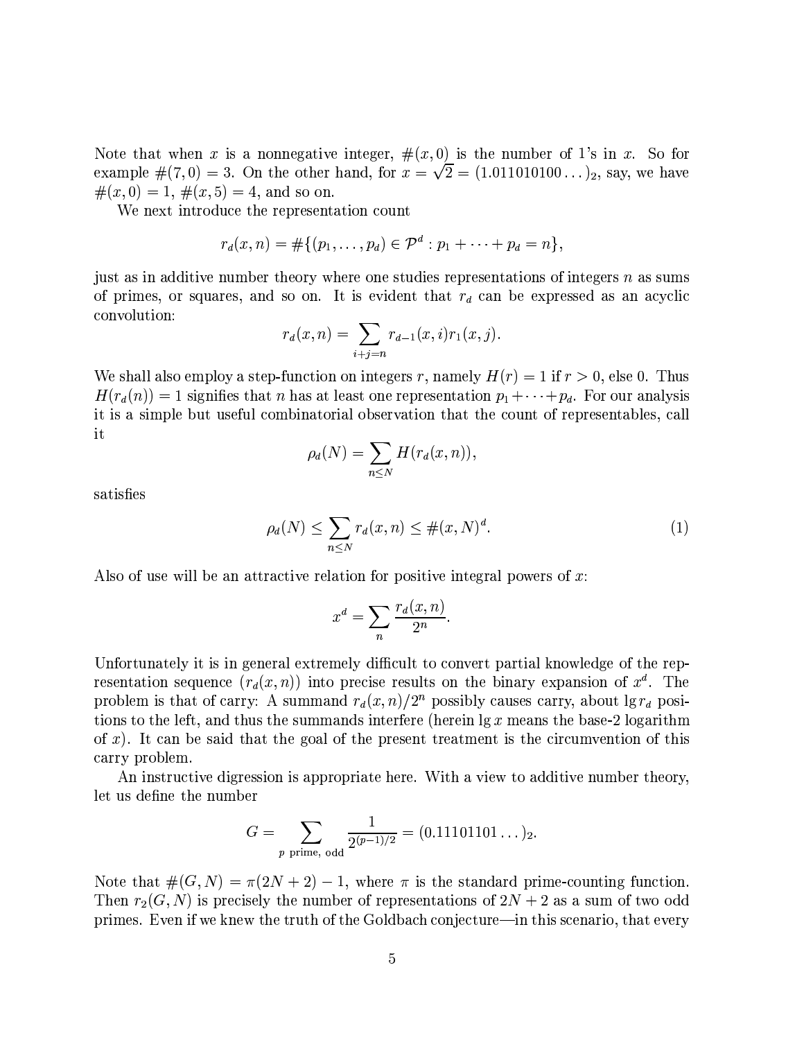Note that when $x$ is a nonnegative integer, $\#(x, 0)$ is the number of 1's in $x$. So for example $\#(7, 0) = 3$. On the other hand, for $x = \sqrt{2} = (1.011010100\ldots)_2$, say, we have $\#(x, 0) = 1$, $\#(x, 5) = 4$, and so on.

We next introduce the representation count

$$r_d(x, n) = \#\{(p_1, \ldots, p_d) \in \mathcal{P}^d : p_1 + \cdots + p_d = n\},$$

just as in additive number theory where one studies representations of integers $n$ as sums of primes, or squares, and so on. It is evident that $r_d$ can be expressed as an acyclic convolution:

$$r_d(x, n) = \sum_{i+j=n} r_{d-1}(x, i) r_1(x, j).$$

We shall also employ a step-function on integers $r$, namely $H(r) = 1$ if $r > 0$, else 0. Thus $H(r_d(n)) = 1$ signifies that $n$ has at least one representation $p_1 + \cdots + p_d$. For our analysis it is a simple but useful combinatorial observation that the count of representables, call it

$$\rho_d(N) = \sum_{n \leq N} H(r_d(x, n)),$$

satisfies

$$\rho_d(N) \leq \sum_{n \leq N} r_d(x, n) \leq \#(x, N)^d. \tag{1}$$

Also of use will be an attractive relation for positive integral powers of $x$:

$$x^d = \sum_n \frac{r_d(x, n)}{2^n}.$$

Unfortunately it is in general extremely difficult to convert partial knowledge of the representation sequence $(r_d(x, n))$ into precise results on the binary expansion of $x^d$. The problem is that of carry: A summand $r_d(x, n)/2^n$ possibly causes carry, about $\lg r_d$ positions to the left, and thus the summands interfere (herein $\lg x$ means the base-2 logarithm of $x$). It can be said that the goal of the present treatment is the circumvention of this carry problem.

An instructive digression is appropriate here. With a view to additive number theory, let us define the number

$$G = \sum_{p \text{ prime, odd}} \frac{1}{2^{(p-1)/2}} = (0.11101101\ldots)_2.$$

Note that $\#(G, N) = \pi(2N + 2) - 1$, where $\pi$ is the standard prime-counting function. Then $r_2(G, N)$ is precisely the number of representations of $2N + 2$ as a sum of two odd primes. Even if we knew the truth of the Goldbach conjecture—in this scenario, that every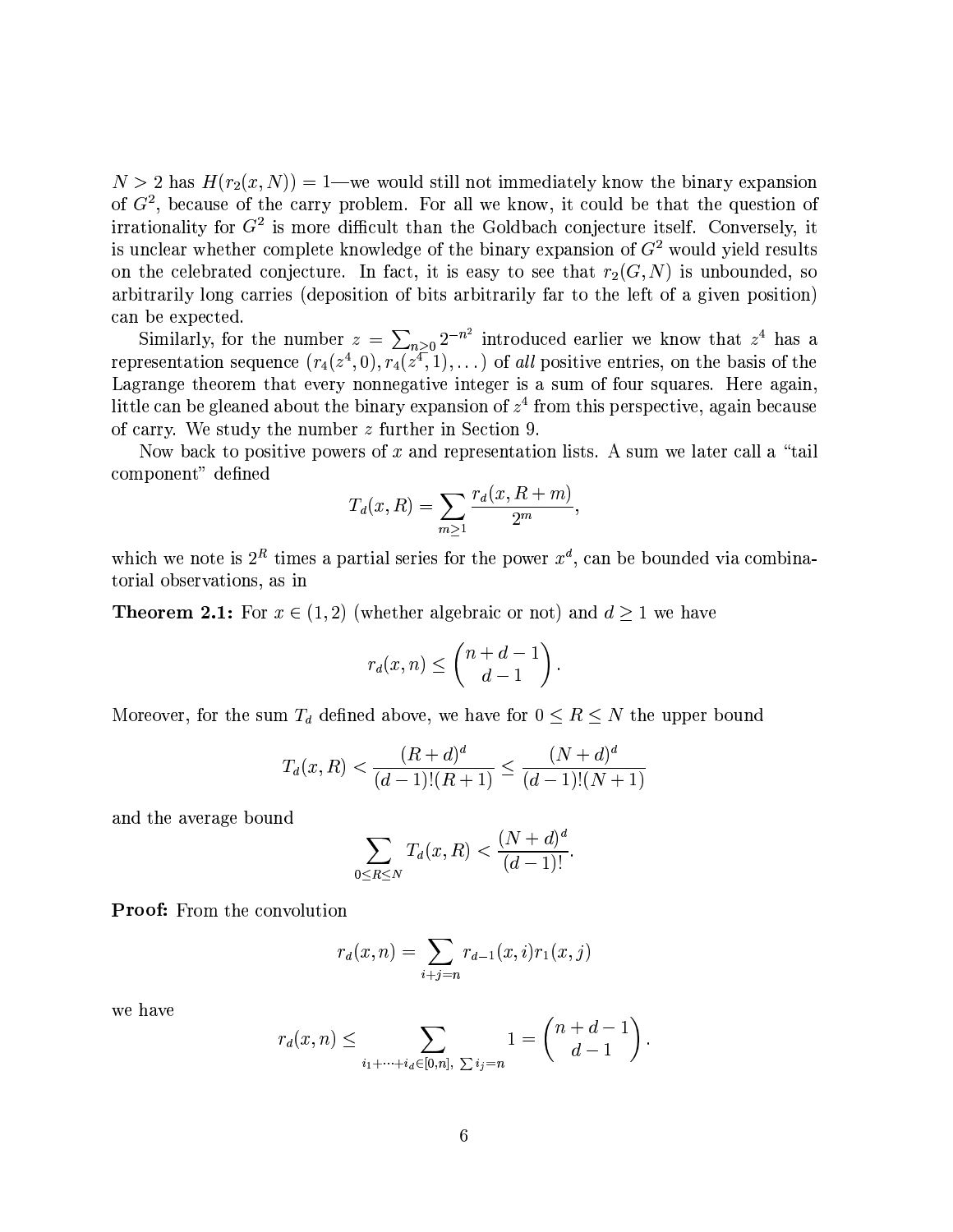$N > 2$ has $H(r_2(x, N)) = 1$—we would still not immediately know the binary expansion of $G^2$, because of the carry problem. For all we know, it could be that the question of irrationality for $G^2$ is more difficult than the Goldbach conjecture itself. Conversely, it is unclear whether complete knowledge of the binary expansion of $G^2$ would yield results on the celebrated conjecture. In fact, it is easy to see that $r_2(G, N)$ is unbounded, so arbitrarily long carries (deposition of bits arbitrarily far to the left of a given position) can be expected.

Similarly, for the number $z = \sum_{n \geq 0} 2^{-n^2}$ introduced earlier we know that $z^4$ has a representation sequence $(r_4(z^4, 0), r_4(z^4, 1), \ldots)$ of *all* positive entries, on the basis of the Lagrange theorem that every nonnegative integer is a sum of four squares. Here again, little can be gleaned about the binary expansion of $z^4$ from this perspective, again because of carry. We study the number $z$ further in Section 9.

Now back to positive powers of $x$ and representation lists. A sum we later call a "tail component" defined

$$T_d(x, R) = \sum_{m \geq 1} \frac{r_d(x, R+m)}{2^m},$$

which we note is $2^R$ times a partial series for the power $x^d$, can be bounded via combinatorial observations, as in

**Theorem 2.1:** For $x \in (1, 2)$ (whether algebraic or not) and $d \geq 1$ we have

$$r_d(x, n) \leq \binom{n+d-1}{d-1}.$$

Moreover, for the sum $T_d$ defined above, we have for $0 \leq R \leq N$ the upper bound

$$T_d(x, R) < \frac{(R+d)^d}{(d-1)!(R+1)} \leq \frac{(N+d)^d}{(d-1)!(N+1)}$$

and the average bound

$$\sum_{0 \leq R \leq N} T_d(x, R) < \frac{(N+d)^d}{(d-1)!}.$$

**Proof:** From the convolution

$$r_d(x, n) = \sum_{i+j=n} r_{d-1}(x, i) r_1(x, j)$$

we have

$$r_d(x, n) \leq \sum_{i_1 + \cdots + i_d \in [0, n], \ \sum i_j = n} 1 = \binom{n+d-1}{d-1}.$$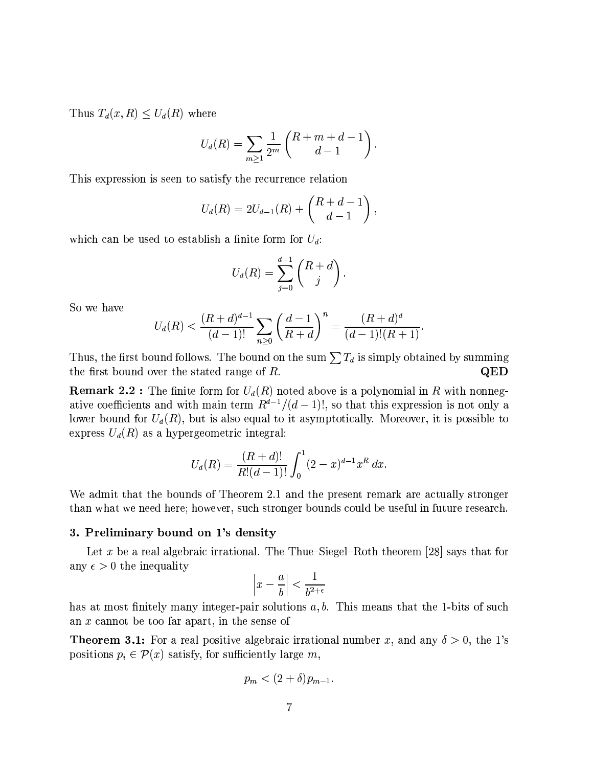Thus $T_d(x, R) \le U_d(R)$ where

$$U_d(R) = \sum_{m \ge 1} \frac{1}{2^m} \binom{R + m + d - 1}{d - 1}.$$

This expression is seen to satisfy the recurrence relation

$$U_d(R) = 2U_{d-1}(R) + \binom{R + d - 1}{d - 1},$$

which can be used to establish a finite form for $U_d$:

$$U_d(R) = \sum_{j=0}^{d-1} \binom{R + d}{j}.$$

So we have

$$U_d(R) < \frac{(R + d)^{d-1}}{(d-1)!} \sum_{n \ge 0} \left( \frac{d-1}{R+d} \right)^n = \frac{(R+d)^d}{(d-1)!(R+1)}.$$

Thus, the first bound follows. The bound on the sum $\sum T_d$ is simply obtained by summing the first bound over the stated range of $R$. **QED**

**Remark 2.2 :** The finite form for $U_d(R)$ noted above is a polynomial in $R$ with nonnegative coefficients and with main term $R^{d-1}/(d-1)!$, so that this expression is not only a lower bound for $U_d(R)$, but is also equal to it asymptotically. Moreover, it is possible to express $U_d(R)$ as a hypergeometric integral:

$$U_d(R) = \frac{(R+d)!}{R!(d-1)!} \int_0^1 (2 - x)^{d-1} x^R \, dx.$$

We admit that the bounds of Theorem 2.1 and the present remark are actually stronger than what we need here; however, such stronger bounds could be useful in future research.

### 3. Preliminary bound on 1's density

Let $x$ be a real algebraic irrational. The Thue–Siegel–Roth theorem [28] says that for any $\epsilon > 0$ the inequality

$$\left| x - \frac{a}{b} \right| < \frac{1}{b^{2+\epsilon}}$$

has at most finitely many integer-pair solutions $a, b$. This means that the 1-bits of such an $x$ cannot be too far apart, in the sense of

**Theorem 3.1:** For a real positive algebraic irrational number $x$, and any $\delta > 0$, the 1's positions $p_i \in \mathcal{P}(x)$ satisfy, for sufficiently large $m$,

$$p_m < (2 + \delta) p_{m-1}.$$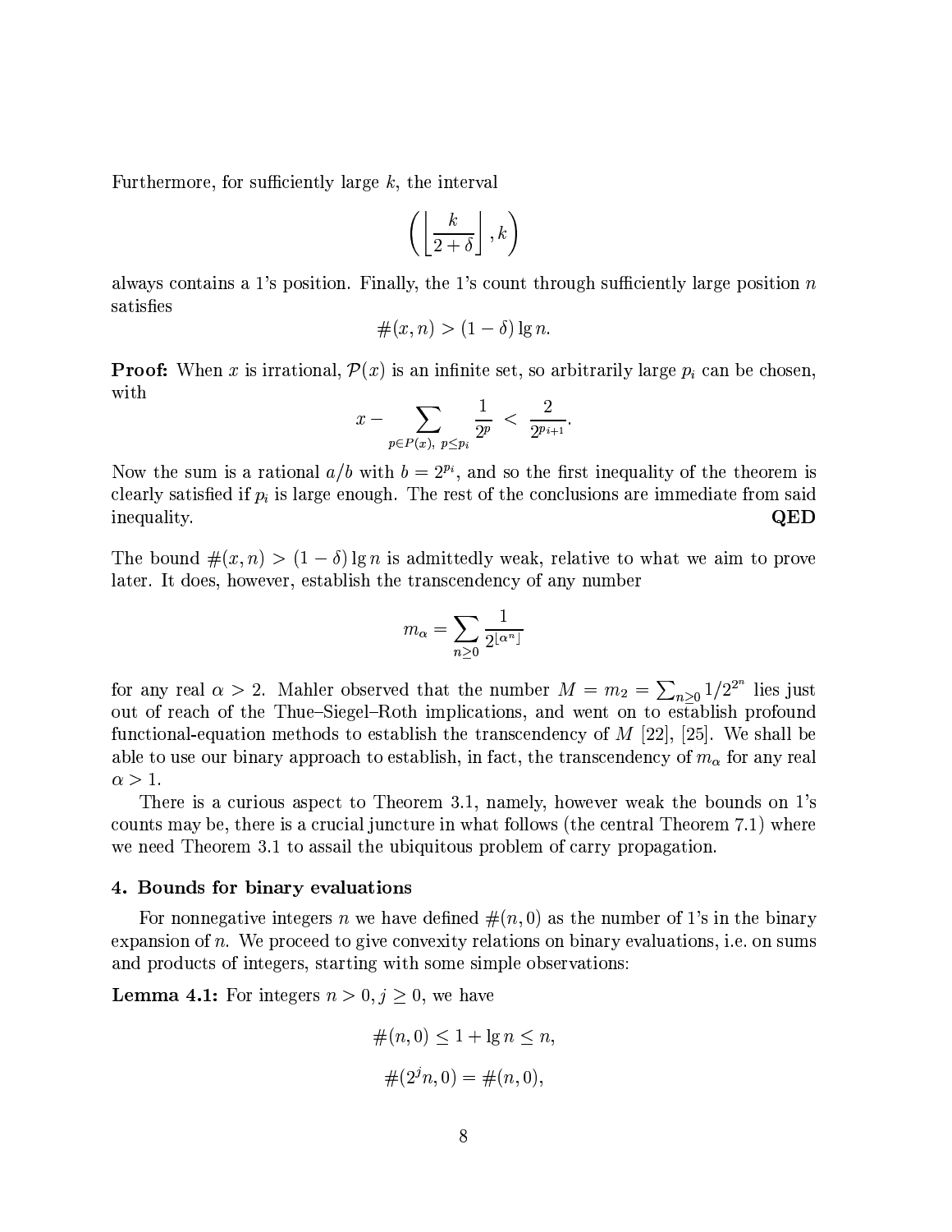Furthermore, for sufficiently large $k$, the interval

$$\left( \left\lfloor \frac{k}{2+\delta} \right\rfloor, k \right)$$

always contains a 1's position. Finally, the 1's count through sufficiently large position $n$ satisfies

$$\#(x, n) > (1 - \delta) \lg n.$$

**Proof:** When $x$ is irrational, $\mathcal{P}(x)$ is an infinite set, so arbitrarily large $p_i$ can be chosen, with

$$x - \sum_{p \in P(x),\ p \le p_i} \frac{1}{2^p} < \frac{2}{2^{p_{i+1}}}.$$

Now the sum is a rational $a/b$ with $b = 2^{p_i}$, and so the first inequality of the theorem is clearly satisfied if $p_i$ is large enough. The rest of the conclusions are immediate from said inequality. **QED**

The bound $\#(x, n) > (1 - \delta) \lg n$ is admittedly weak, relative to what we aim to prove later. It does, however, establish the transcendency of any number

$$m_\alpha = \sum_{n \ge 0} \frac{1}{2^{\lfloor \alpha^n \rfloor}}$$

for any real $\alpha > 2$. Mahler observed that the number $M = m_2 = \sum_{n \ge 0} 1/2^{2^n}$ lies just out of reach of the Thue–Siegel–Roth implications, and went on to establish profound functional-equation methods to establish the transcendency of $M$ [22], [25]. We shall be able to use our binary approach to establish, in fact, the transcendency of $m_\alpha$ for any real $\alpha > 1$.

There is a curious aspect to Theorem 3.1, namely, however weak the bounds on 1's counts may be, there is a crucial juncture in what follows (the central Theorem 7.1) where we need Theorem 3.1 to assail the ubiquitous problem of carry propagation.

### 4. Bounds for binary evaluations

For nonnegative integers $n$ we have defined $\#(n, 0)$ as the number of 1's in the binary expansion of $n$. We proceed to give convexity relations on binary evaluations, i.e. on sums and products of integers, starting with some simple observations:

**Lemma 4.1:** For integers $n > 0, j \ge 0$, we have

$$\#(n, 0) \le 1 + \lg n \le n,$$

$$\#(2^j n, 0) = \#(n, 0),$$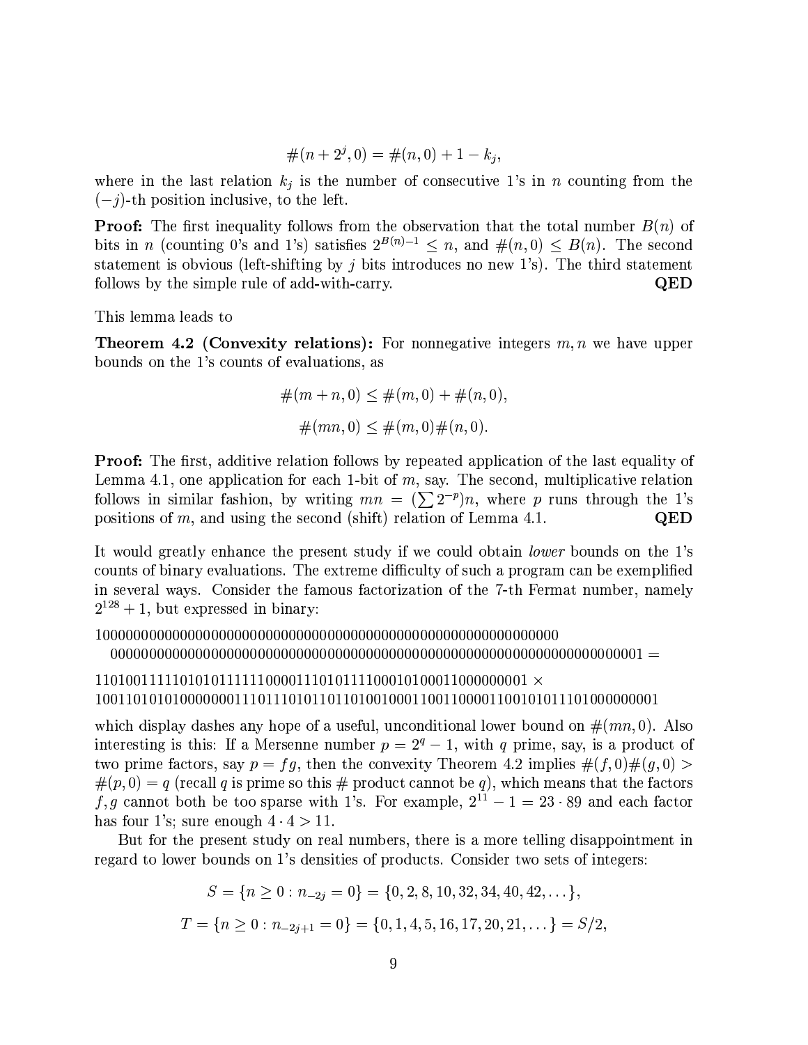$$\#(n + 2^j, 0) = \#(n, 0) + 1 - k_j,$$

where in the last relation $k_j$ is the number of consecutive 1's in $n$ counting from the $(-j)$-th position inclusive, to the left.

**Proof:** The first inequality follows from the observation that the total number $B(n)$ of bits in $n$ (counting 0's and 1's) satisfies $2^{B(n)-1} \leq n$, and $\#(n, 0) \leq B(n)$. The second statement is obvious (left-shifting by $j$ bits introduces no new 1's). The third statement follows by the simple rule of add-with-carry. **QED**

This lemma leads to

**Theorem 4.2 (Convexity relations):** For nonnegative integers $m, n$ we have upper bounds on the 1's counts of evaluations, as

$$\#(m + n, 0) \leq \#(m, 0) + \#(n, 0),$$

$$\#(mn, 0) \leq \#(m, 0)\#(n, 0).$$

**Proof:** The first, additive relation follows by repeated application of the last equality of Lemma 4.1, one application for each 1-bit of $m$, say. The second, multiplicative relation follows in similar fashion, by writing $mn = (\sum 2^{-p})n$, where $p$ runs through the 1's positions of $m$, and using the second (shift) relation of Lemma 4.1. **QED**

It would greatly enhance the present study if we could obtain *lower* bounds on the 1's counts of binary evaluations. The extreme difficulty of such a program can be exemplified in several ways. Consider the famous factorization of the 7-th Fermat number, namely $2^{128} + 1$, but expressed in binary:

100000000000000000000000000000000000000000000000000000000000000
000000000000000000000000000000000000000000000000000000000000000001 =

1101001111101010111111100001110101111000101000110000000001 ×
1001101010100000001110111010110110100100011001100001100101011101000000001

which display dashes any hope of a useful, unconditional lower bound on $\#(mn, 0)$. Also interesting is this: If a Mersenne number $p = 2^q - 1$, with $q$ prime, say, is a product of two prime factors, say $p = fg$, then the convexity Theorem 4.2 implies $\#(f, 0)\#(g, 0) > \#(p, 0) = q$ (recall $q$ is prime so this # product cannot be $q$), which means that the factors $f, g$ cannot both be too sparse with 1's. For example, $2^{11} - 1 = 23 \cdot 89$ and each factor has four 1's; sure enough $4 \cdot 4 > 11$.

But for the present study on real numbers, there is a more telling disappointment in regard to lower bounds on 1's densities of products. Consider two sets of integers:

$$S = \{n \geq 0 : n_{-2j} = 0\} = \{0, 2, 8, 10, 32, 34, 40, 42, \ldots\},$$

$$T = \{n \geq 0 : n_{-2j+1} = 0\} = \{0, 1, 4, 5, 16, 17, 20, 21, \ldots\} = S/2,$$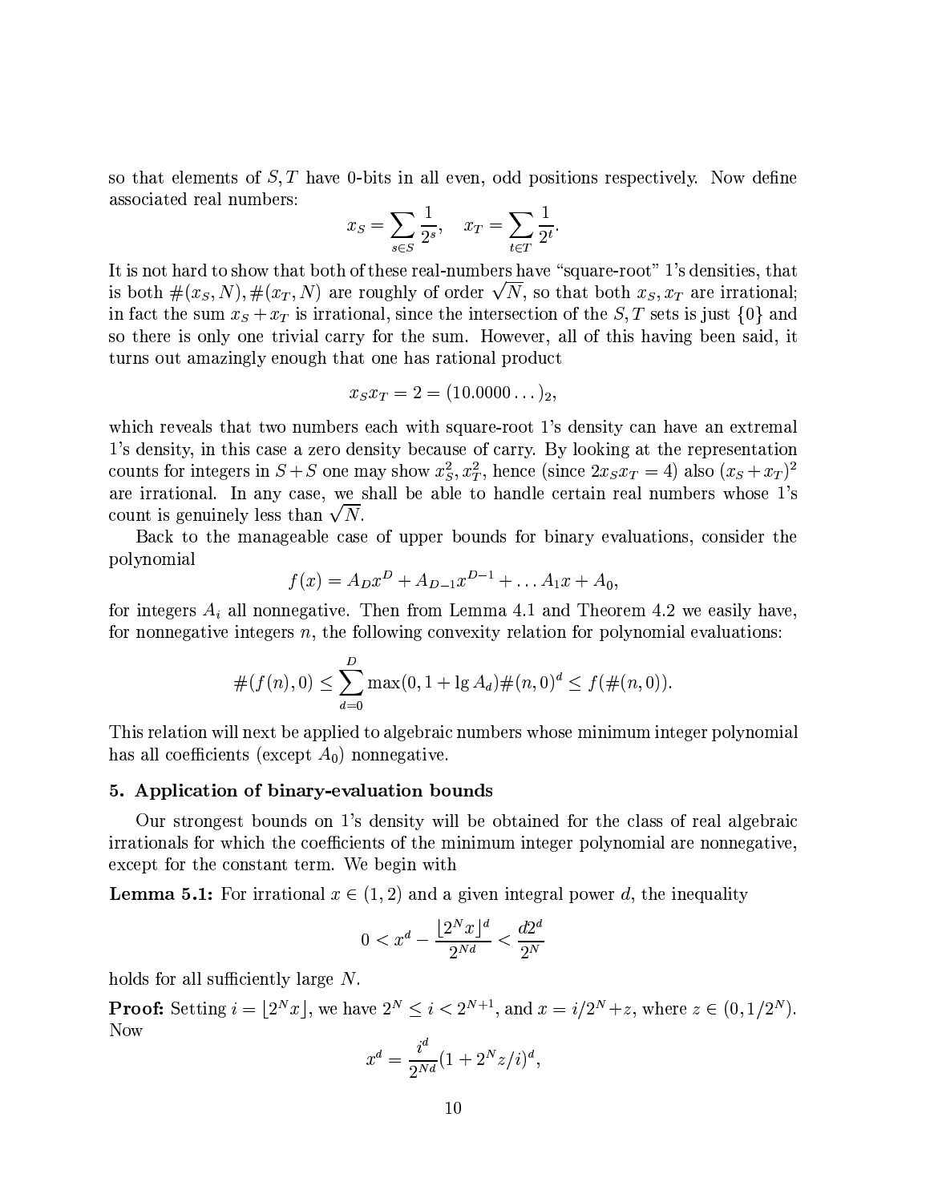so that elements of $S, T$ have 0-bits in all even, odd positions respectively. Now define associated real numbers:

$$x_S = \sum_{s \in S} \frac{1}{2^s}, \quad x_T = \sum_{t \in T} \frac{1}{2^t}.$$

It is not hard to show that both of these real-numbers have "square-root" 1's densities, that is both $\#(x_S, N), \#(x_T, N)$ are roughly of order $\sqrt{N}$, so that both $x_S, x_T$ are irrational; in fact the sum $x_S + x_T$ is irrational, since the intersection of the $S, T$ sets is just $\{0\}$ and so there is only one trivial carry for the sum. However, all of this having been said, it turns out amazingly enough that one has rational product

$$x_S x_T = 2 = (10.0000\ldots)_2,$$

which reveals that two numbers each with square-root 1's density can have an extremal 1's density, in this case a zero density because of carry. By looking at the representation counts for integers in $S+S$ one may show $x_S^2, x_T^2$, hence (since $2x_S x_T = 4$) also $(x_S + x_T)^2$ are irrational. In any case, we shall be able to handle certain real numbers whose 1's count is genuinely less than $\sqrt{N}$.

Back to the manageable case of upper bounds for binary evaluations, consider the polynomial

$$f(x) = A_D x^D + A_{D-1} x^{D-1} + \ldots A_1 x + A_0,$$

for integers $A_i$ all nonnegative. Then from Lemma 4.1 and Theorem 4.2 we easily have, for nonnegative integers $n$, the following convexity relation for polynomial evaluations:

$$\#(f(n), 0) \le \sum_{d=0}^{D} \max(0, 1 + \lg A_d) \#(n, 0)^d \le f(\#(n, 0)).$$

This relation will next be applied to algebraic numbers whose minimum integer polynomial has all coefficients (except $A_0$) nonnegative.

## 5. Application of binary-evaluation bounds

Our strongest bounds on 1's density will be obtained for the class of real algebraic irrationals for which the coefficients of the minimum integer polynomial are nonnegative, except for the constant term. We begin with

**Lemma 5.1:** For irrational $x \in (1, 2)$ and a given integral power $d$, the inequality

$$0 < x^d - \frac{\lfloor 2^N x \rfloor^d}{2^{Nd}} < \frac{d 2^d}{2^N}$$

holds for all sufficiently large $N$.

**Proof:** Setting $i = \lfloor 2^N x \rfloor$, we have $2^N \le i < 2^{N+1}$, and $x = i/2^N + z$, where $z \in (0, 1/2^N)$. Now

$$x^d = \frac{i^d}{2^{Nd}} (1 + 2^N z / i)^d,$$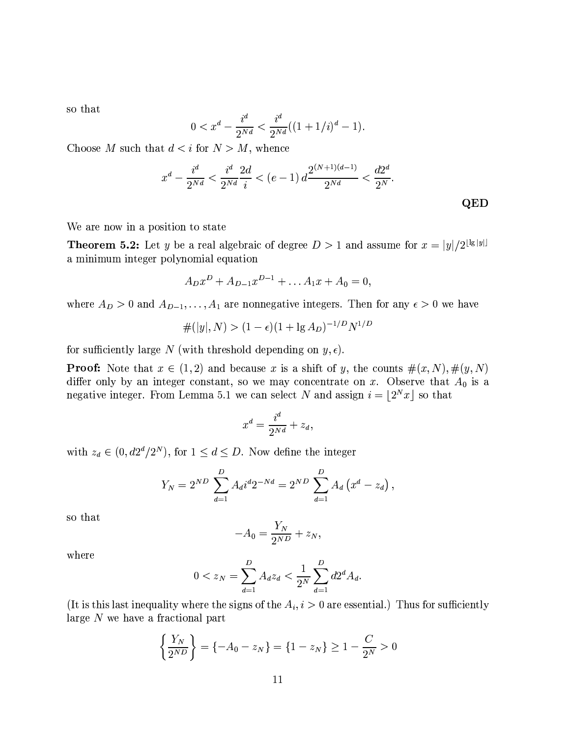so that

$$0 < x^d - \frac{i^d}{2^{Nd}} < \frac{i^d}{2^{Nd}}((1+1/i)^d - 1).$$

Choose $M$ such that $d < i$ for $N > M$, whence

$$x^d - \frac{i^d}{2^{Nd}} < \frac{i^d}{2^{Nd}}\frac{2d}{i} < (e-1)\, d\frac{2^{(N+1)(d-1)}}{2^{Nd}} < \frac{d2^d}{2^N}.$$

**QED**

We are now in a position to state

**Theorem 5.2:** Let $y$ be a real algebraic of degree $D > 1$ and assume for $x = |y|/2^{\lfloor \lg |y| \rfloor}$ a minimum integer polynomial equation

$$A_D x^D + A_{D-1}x^{D-1} + \ldots A_1 x + A_0 = 0,$$

where $A_D > 0$ and $A_{D-1}, \ldots, A_1$ are nonnegative integers. Then for any $\epsilon > 0$ we have

$$\#(|y|, N) > (1-\epsilon)(1 + \lg A_D)^{-1/D} N^{1/D}$$

for sufficiently large $N$ (with threshold depending on $y, \epsilon$).

**Proof:** Note that $x \in (1, 2)$ and because $x$ is a shift of $y$, the counts $\#(x, N), \#(y, N)$ differ only by an integer constant, so we may concentrate on $x$. Observe that $A_0$ is a negative integer. From Lemma 5.1 we can select $N$ and assign $i = \lfloor 2^N x \rfloor$ so that

$$x^d = \frac{i^d}{2^{Nd}} + z_d,$$

with $z_d \in (0, d2^d/2^N)$, for $1 \le d \le D$. Now define the integer

$$Y_N = 2^{ND} \sum_{d=1}^{D} A_d i^d 2^{-Nd} = 2^{ND} \sum_{d=1}^{D} A_d \left( x^d - z_d \right),$$

so that

$$-A_0 = \frac{Y_N}{2^{ND}} + z_N,$$

where

$$0 < z_N = \sum_{d=1}^{D} A_d z_d < \frac{1}{2^N} \sum_{d=1}^{D} d2^d A_d.$$

(It is this last inequality where the signs of the $A_i, i > 0$ are essential.) Thus for sufficiently large $N$ we have a fractional part

$$\left\{ \frac{Y_N}{2^{ND}} \right\} = \{-A_0 - z_N\} = \{1 - z_N\} \ge 1 - \frac{C}{2^N} > 0$$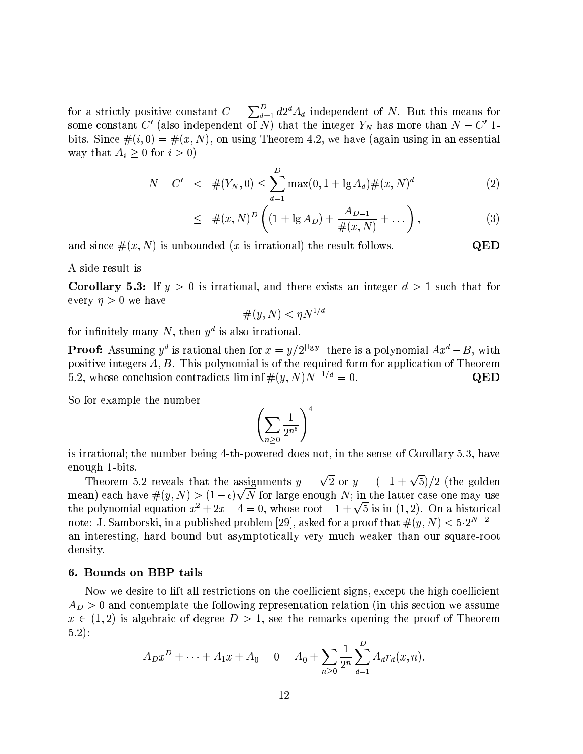for a strictly positive constant $C = \sum_{d=1}^{D} d2^d A_d$ independent of $N$. But this means for some constant $C'$ (also independent of $N$) that the integer $Y_N$ has more than $N - C'$ 1-bits. Since $\#(i, 0) = \#(x, N)$, on using Theorem 4.2, we have (again using in an essential way that $A_i \geq 0$ for $i > 0$)

$$
\begin{aligned}
N - C' &< \#(Y_N, 0) \leq \sum_{d=1}^{D} \max(0, 1 + \lg A_d) \#(x, N)^d \qquad (2) \\
&\leq \#(x, N)^D \left( (1 + \lg A_D) + \frac{A_{D-1}}{\#(x, N)} + \dots \right), \qquad (3)
\end{aligned}
$$

and since $\#(x, N)$ is unbounded ($x$ is irrational) the result follows. **QED**

A side result is

**Corollary 5.3:** If $y > 0$ is irrational, and there exists an integer $d > 1$ such that for every $\eta > 0$ we have

$$\#(y, N) < \eta N^{1/d}$$

for infinitely many $N$, then $y^d$ is also irrational.

**Proof:** Assuming $y^d$ is rational then for $x = y/2^{\lfloor \lg y \rfloor}$ there is a polynomial $Ax^d - B$, with positive integers $A, B$. This polynomial is of the required form for application of Theorem 5.2, whose conclusion contradicts $\liminf \#(y, N) N^{-1/d} = 0$. **QED**

So for example the number

$$\left( \sum_{n \geq 0} \frac{1}{2^{n^5}} \right)^4$$

is irrational; the number being 4-th-powered does not, in the sense of Corollary 5.3, have enough 1-bits.

Theorem 5.2 reveals that the assignments $y = \sqrt{2}$ or $y = (-1 + \sqrt{5})/2$ (the golden mean) each have $\#(y, N) > (1 - \epsilon)\sqrt{N}$ for large enough $N$; in the latter case one may use the polynomial equation $x^2 + 2x - 4 = 0$, whose root $-1 + \sqrt{5}$ is in $(1, 2)$. On a historical note: J. Samborski, in a published problem [29], asked for a proof that $\#(y, N) < 5 \cdot 2^{N-2}$—an interesting, hard bound but asymptotically very much weaker than our square-root density.

## 6. Bounds on BBP tails

Now we desire to lift all restrictions on the coefficient signs, except the high coefficient $A_D > 0$ and contemplate the following representation relation (in this section we assume $x \in (1, 2)$ is algebraic of degree $D > 1$, see the remarks opening the proof of Theorem 5.2):

$$A_D x^D + \dots + A_1 x + A_0 = 0 = A_0 + \sum_{n \geq 0} \frac{1}{2^n} \sum_{d=1}^{D} A_d r_d(x, n).$$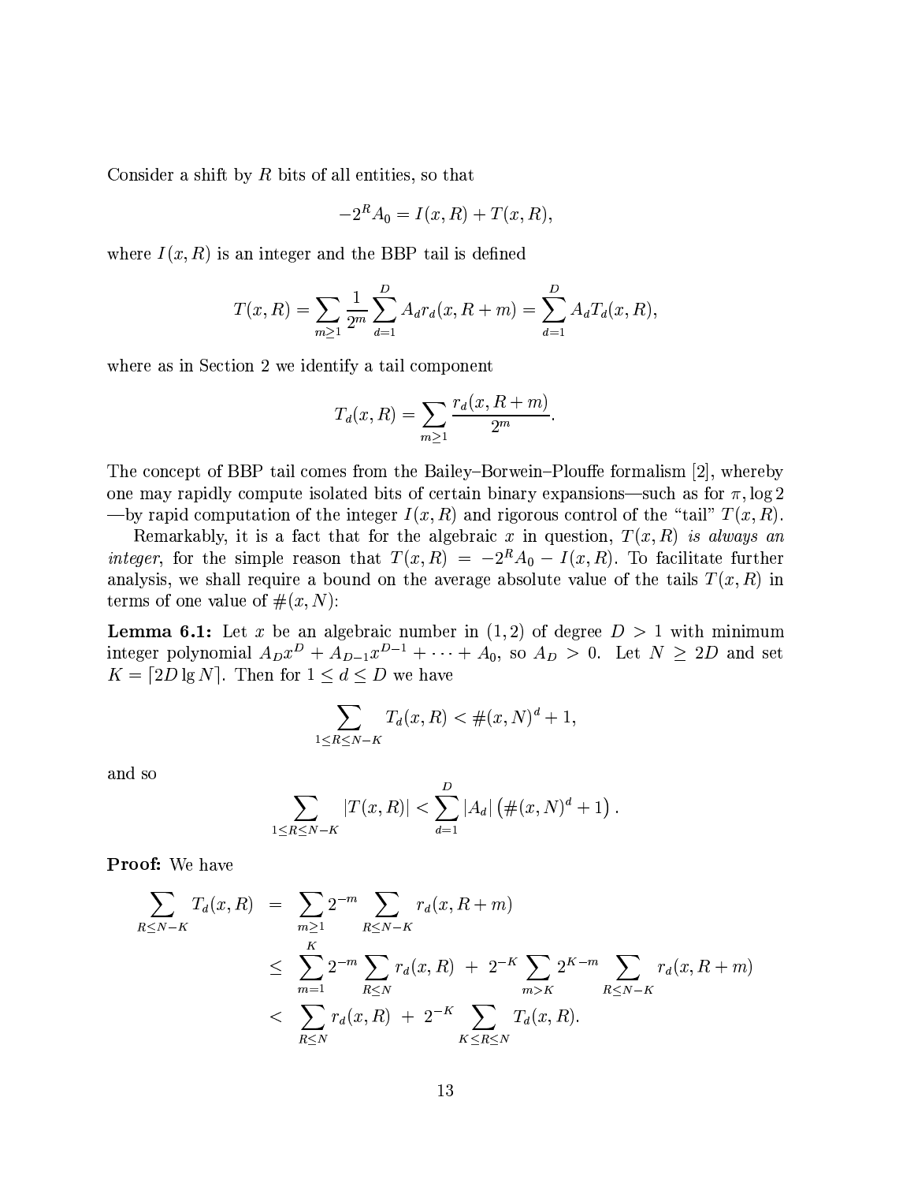Consider a shift by $R$ bits of all entities, so that

$$-2^R A_0 = I(x,R) + T(x,R),$$

where $I(x,R)$ is an integer and the BBP tail is defined

$$T(x,R) = \sum_{m \geq 1} \frac{1}{2^m} \sum_{d=1}^{D} A_d r_d(x, R+m) = \sum_{d=1}^{D} A_d T_d(x,R),$$

where as in Section 2 we identify a tail component

$$T_d(x,R) = \sum_{m \geq 1} \frac{r_d(x, R+m)}{2^m}.$$

The concept of BBP tail comes from the Bailey–Borwein–Plouffe formalism [2], whereby one may rapidly compute isolated bits of certain binary expansions—such as for $\pi, \log 2$ —by rapid computation of the integer $I(x,R)$ and rigorous control of the "tail" $T(x,R)$.

Remarkably, it is a fact that for the algebraic $x$ in question, $T(x,R)$ *is always an integer*, for the simple reason that $T(x,R) = -2^R A_0 - I(x,R)$. To facilitate further analysis, we shall require a bound on the average absolute value of the tails $T(x,R)$ in terms of one value of $\#(x,N)$:

**Lemma 6.1:** Let $x$ be an algebraic number in $(1,2)$ of degree $D > 1$ with minimum integer polynomial $A_D x^D + A_{D-1}x^{D-1} + \cdots + A_0$, so $A_D > 0$. Let $N \geq 2D$ and set $K = \lceil 2D \lg N \rceil$. Then for $1 \leq d \leq D$ we have

$$\sum_{1 \leq R \leq N-K} T_d(x,R) < \#(x,N)^d + 1,$$

and so

$$\sum_{1 \leq R \leq N-K} |T(x,R)| < \sum_{d=1}^{D} |A_d| \left(\#(x,N)^d + 1\right).$$

**Proof:** We have

$$\begin{aligned}
\sum_{R \leq N-K} T_d(x,R) &= \sum_{m \geq 1} 2^{-m} \sum_{R \leq N-K} r_d(x, R+m) \\
&\leq \sum_{m=1}^{K} 2^{-m} \sum_{R \leq N} r_d(x,R) \; + \; 2^{-K} \sum_{m > K} 2^{K-m} \sum_{R \leq N-K} r_d(x, R+m) \\
&< \sum_{R \leq N} r_d(x,R) \; + \; 2^{-K} \sum_{K \leq R \leq N} T_d(x,R).
\end{aligned}$$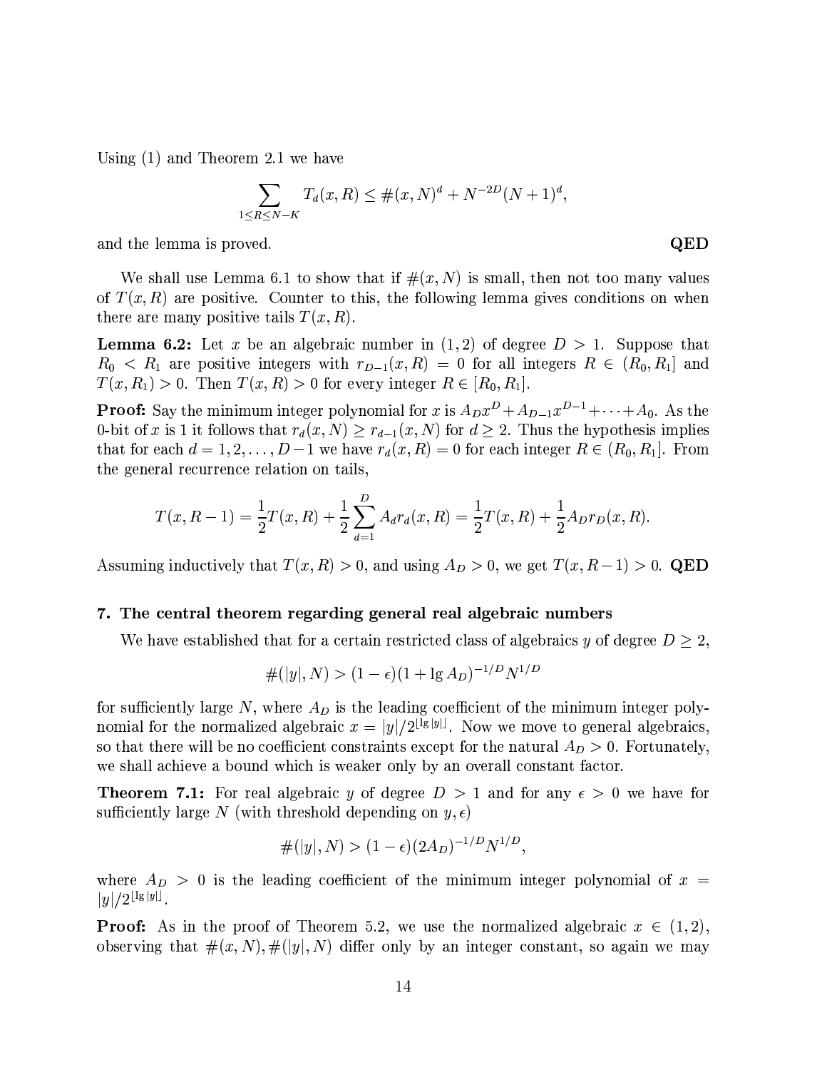Using (1) and Theorem 2.1 we have

$$\sum_{1 \leq R \leq N-K} T_d(x,R) \leq \#(x,N)^d + N^{-2D}(N+1)^d,$$

and the lemma is proved. **QED**

We shall use Lemma 6.1 to show that if $\#(x,N)$ is small, then not too many values of $T(x,R)$ are positive. Counter to this, the following lemma gives conditions on when there are many positive tails $T(x,R)$.

**Lemma 6.2:** Let $x$ be an algebraic number in $(1,2)$ of degree $D > 1$. Suppose that $R_0 < R_1$ are positive integers with $r_{D-1}(x,R) = 0$ for all integers $R \in (R_0, R_1]$ and $T(x,R_1) > 0$. Then $T(x,R) > 0$ for every integer $R \in [R_0, R_1]$.

**Proof:** Say the minimum integer polynomial for $x$ is $A_D x^D + A_{D-1}x^{D-1} + \cdots + A_0$. As the 0-bit of $x$ is 1 it follows that $r_d(x,N) \geq r_{d-1}(x,N)$ for $d \geq 2$. Thus the hypothesis implies that for each $d = 1, 2, \ldots, D-1$ we have $r_d(x,R) = 0$ for each integer $R \in (R_0, R_1]$. From the general recurrence relation on tails,

$$T(x,R-1) = \frac{1}{2}T(x,R) + \frac{1}{2}\sum_{d=1}^{D} A_d r_d(x,R) = \frac{1}{2}T(x,R) + \frac{1}{2}A_D r_D(x,R).$$

Assuming inductively that $T(x,R) > 0$, and using $A_D > 0$, we get $T(x,R-1) > 0$. **QED**

## 7. The central theorem regarding general real algebraic numbers

We have established that for a certain restricted class of algebraics $y$ of degree $D \geq 2$,

$$\#(|y|,N) > (1-\epsilon)(1 + \lg A_D)^{-1/D} N^{1/D}$$

for sufficiently large $N$, where $A_D$ is the leading coefficient of the minimum integer polynomial for the normalized algebraic $x = |y|/2^{\lfloor \lg |y| \rfloor}$. Now we move to general algebraics, so that there will be no coefficient constraints except for the natural $A_D > 0$. Fortunately, we shall achieve a bound which is weaker only by an overall constant factor.

**Theorem 7.1:** For real algebraic $y$ of degree $D > 1$ and for any $\epsilon > 0$ we have for sufficiently large $N$ (with threshold depending on $y, \epsilon$)

$$\#(|y|,N) > (1-\epsilon)(2A_D)^{-1/D} N^{1/D},$$

where $A_D > 0$ is the leading coefficient of the minimum integer polynomial of $x = |y|/2^{\lfloor \lg |y| \rfloor}$.

**Proof:** As in the proof of Theorem 5.2, we use the normalized algebraic $x \in (1,2)$, observing that $\#(x,N), \#(|y|,N)$ differ only by an integer constant, so again we may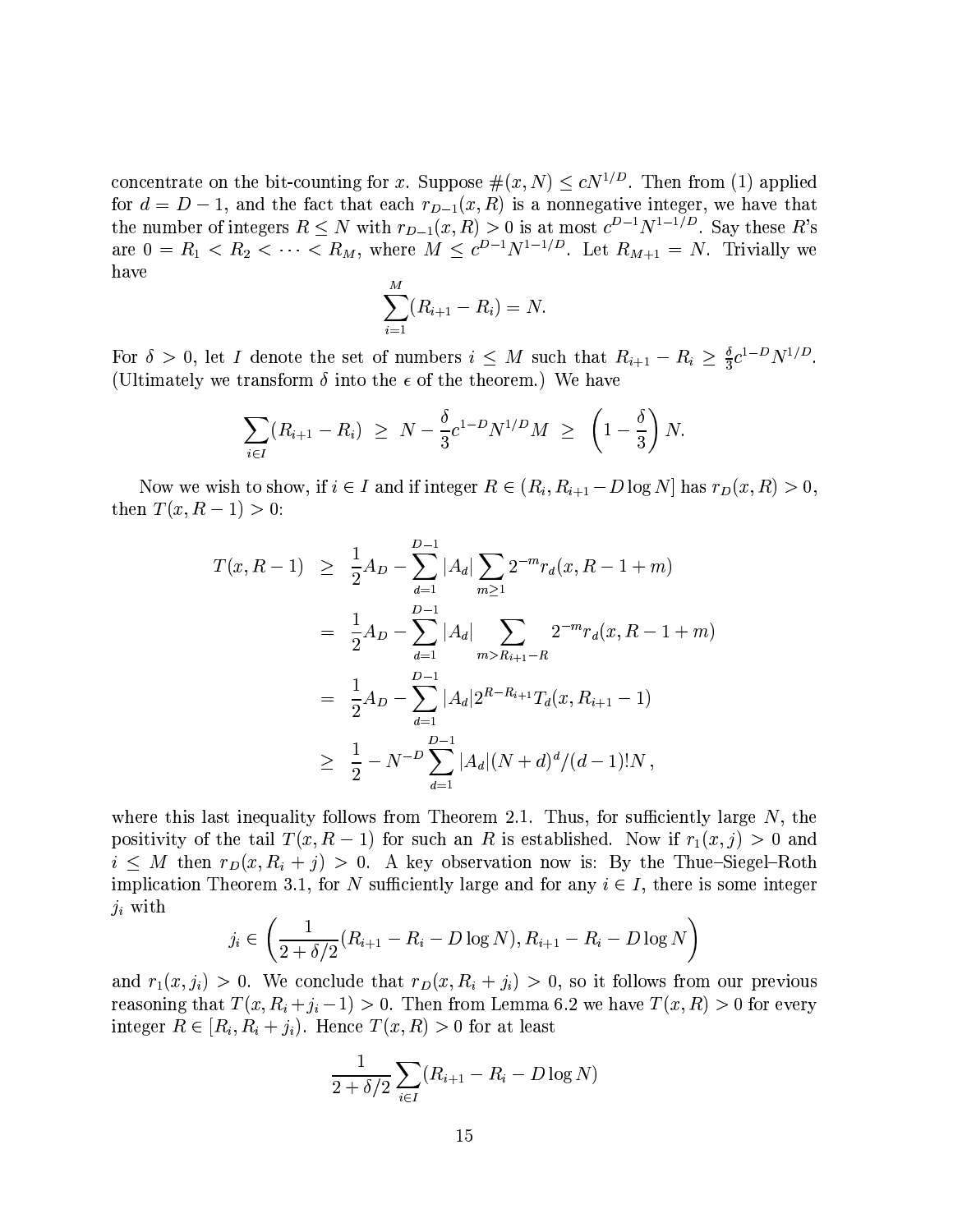concentrate on the bit-counting for $x$. Suppose $\#(x, N) \leq cN^{1/D}$. Then from (1) applied for $d = D - 1$, and the fact that each $r_{D-1}(x, R)$ is a nonnegative integer, we have that the number of integers $R \leq N$ with $r_{D-1}(x, R) > 0$ is at most $c^{D-1}N^{1-1/D}$. Say these $R$'s are $0 = R_1 < R_2 < \cdots < R_M$, where $M \leq c^{D-1}N^{1-1/D}$. Let $R_{M+1} = N$. Trivially we have

$$\sum_{i=1}^{M}(R_{i+1} - R_i) = N.$$

For $\delta > 0$, let $I$ denote the set of numbers $i \leq M$ such that $R_{i+1} - R_i \geq \frac{\delta}{3}c^{1-D}N^{1/D}$. (Ultimately we transform $\delta$ into the $\epsilon$ of the theorem.) We have

$$\sum_{i \in I}(R_{i+1} - R_i) \;\geq\; N - \frac{\delta}{3}c^{1-D}N^{1/D}M \;\geq\; \left(1 - \frac{\delta}{3}\right)N.$$

Now we wish to show, if $i \in I$ and if integer $R \in (R_i, R_{i+1} - D\log N]$ has $r_D(x, R) > 0$, then $T(x, R-1) > 0$:

$$\begin{aligned}
T(x, R-1) &\geq \frac{1}{2}A_D - \sum_{d=1}^{D-1}|A_d|\sum_{m \geq 1}2^{-m}r_d(x, R-1+m) \\
&= \frac{1}{2}A_D - \sum_{d=1}^{D-1}|A_d|\sum_{m > R_{i+1}-R}2^{-m}r_d(x, R-1+m) \\
&= \frac{1}{2}A_D - \sum_{d=1}^{D-1}|A_d|2^{R-R_{i+1}}T_d(x, R_{i+1}-1) \\
&\geq \frac{1}{2} - N^{-D}\sum_{d=1}^{D-1}|A_d|(N+d)^d/(d-1)!N\,,
\end{aligned}$$

where this last inequality follows from Theorem 2.1. Thus, for sufficiently large $N$, the positivity of the tail $T(x, R-1)$ for such an $R$ is established. Now if $r_1(x, j) > 0$ and $i \leq M$ then $r_D(x, R_i + j) > 0$. A key observation now is: By the Thue–Siegel–Roth implication Theorem 3.1, for $N$ sufficiently large and for any $i \in I$, there is some integer $j_i$ with

$$j_i \in \left(\frac{1}{2+\delta/2}(R_{i+1} - R_i - D\log N), R_{i+1} - R_i - D\log N\right)$$

and $r_1(x, j_i) > 0$. We conclude that $r_D(x, R_i + j_i) > 0$, so it follows from our previous reasoning that $T(x, R_i + j_i - 1) > 0$. Then from Lemma 6.2 we have $T(x, R) > 0$ for every integer $R \in [R_i, R_i + j_i)$. Hence $T(x, R) > 0$ for at least

$$\frac{1}{2+\delta/2}\sum_{i \in I}(R_{i+1} - R_i - D\log N)$$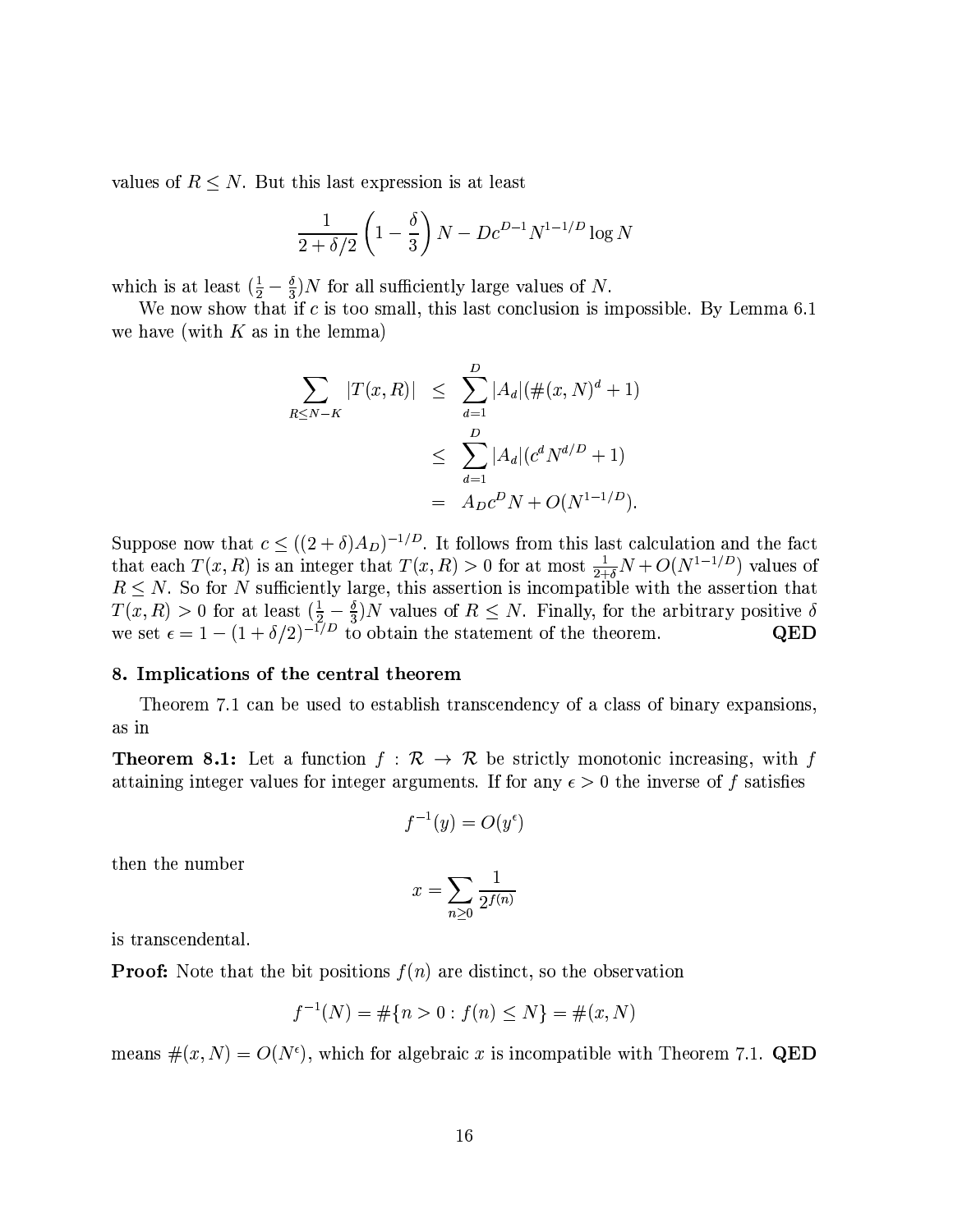values of $R \leq N$. But this last expression is at least

$$\frac{1}{2+\delta/2}\left(1-\frac{\delta}{3}\right)N - Dc^{D-1}N^{1-1/D}\log N$$

which is at least $(\frac{1}{2} - \frac{\delta}{3})N$ for all sufficiently large values of $N$.

We now show that if $c$ is too small, this last conclusion is impossible. By Lemma 6.1 we have (with $K$ as in the lemma)

$$\begin{aligned}
\sum_{R \leq N-K} |T(x,R)| &\leq \sum_{d=1}^{D} |A_d|(\#(x,N)^d + 1) \\
&\leq \sum_{d=1}^{D} |A_d|(c^d N^{d/D} + 1) \\
&= A_D c^D N + O(N^{1-1/D}).
\end{aligned}$$

Suppose now that $c \leq ((2+\delta)A_D)^{-1/D}$. It follows from this last calculation and the fact that each $T(x,R)$ is an integer that $T(x,R) > 0$ for at most $\frac{1}{2+\delta}N + O(N^{1-1/D})$ values of $R \leq N$. So for $N$ sufficiently large, this assertion is incompatible with the assertion that $T(x,R) > 0$ for at least $(\frac{1}{2} - \frac{\delta}{3})N$ values of $R \leq N$. Finally, for the arbitrary positive $\delta$ we set $\epsilon = 1 - (1+\delta/2)^{-1/D}$ to obtain the statement of the theorem. **QED**

## 8. Implications of the central theorem

Theorem 7.1 can be used to establish transcendency of a class of binary expansions, as in

**Theorem 8.1:** Let a function $f : \mathcal{R} \to \mathcal{R}$ be strictly monotonic increasing, with $f$ attaining integer values for integer arguments. If for any $\epsilon > 0$ the inverse of $f$ satisfies

$$f^{-1}(y) = O(y^\epsilon)$$

then the number

$$x = \sum_{n \geq 0} \frac{1}{2^{f(n)}}$$

is transcendental.

**Proof:** Note that the bit positions $f(n)$ are distinct, so the observation

$$f^{-1}(N) = \#\{n > 0 : f(n) \leq N\} = \#(x,N)$$

means $\#(x,N) = O(N^\epsilon)$, which for algebraic $x$ is incompatible with Theorem 7.1. **QED**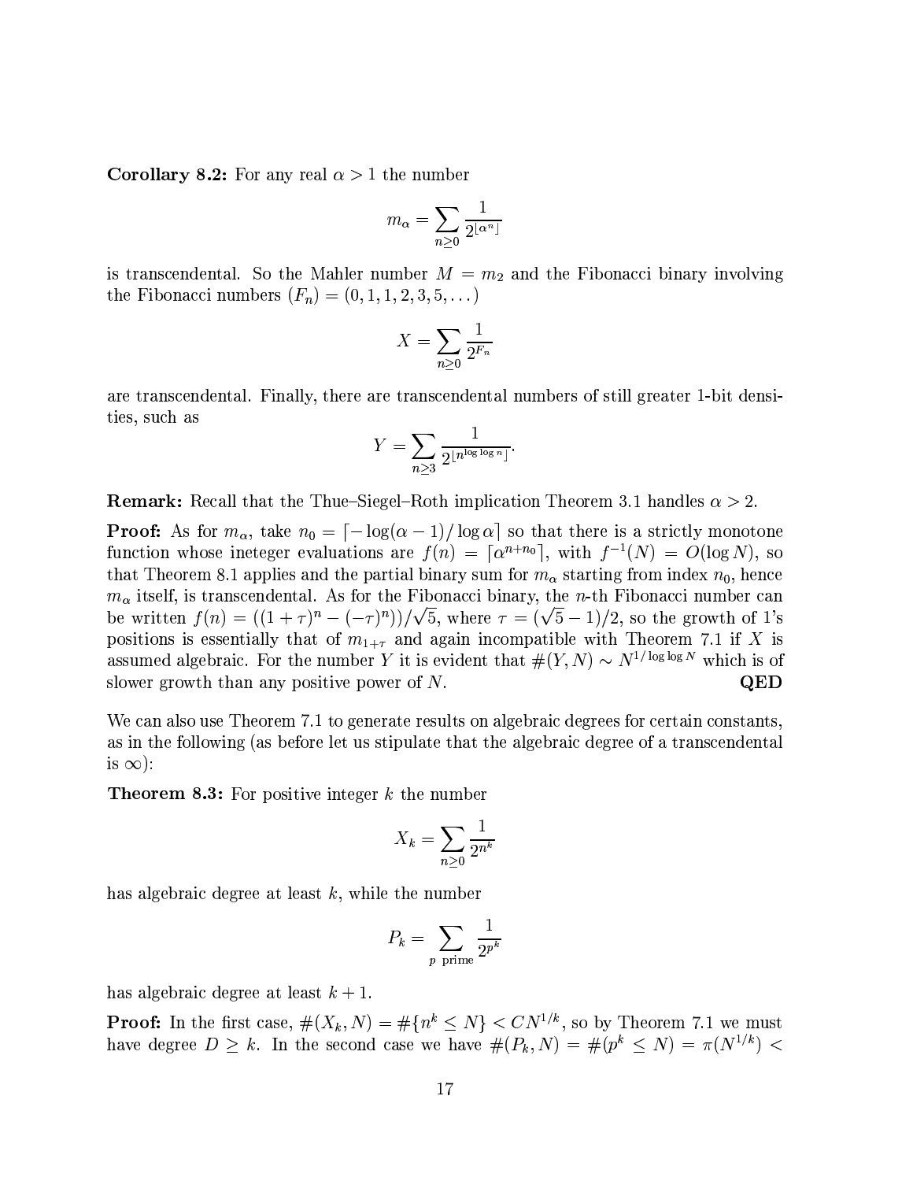**Corollary 8.2:** For any real $\alpha > 1$ the number

$$m_\alpha = \sum_{n \geq 0} \frac{1}{2^{\lfloor \alpha^n \rfloor}}$$

is transcendental. So the Mahler number $M = m_2$ and the Fibonacci binary involving the Fibonacci numbers $(F_n) = (0, 1, 1, 2, 3, 5, \dots)$

$$X = \sum_{n \geq 0} \frac{1}{2^{F_n}}$$

are transcendental. Finally, there are transcendental numbers of still greater 1-bit densities, such as

$$Y = \sum_{n \geq 3} \frac{1}{2^{\lfloor n^{\log \log n} \rfloor}}.$$

**Remark:** Recall that the Thue–Siegel–Roth implication Theorem 3.1 handles $\alpha > 2$.

**Proof:** As for $m_\alpha$, take $n_0 = \lceil -\log(\alpha - 1)/\log \alpha \rceil$ so that there is a strictly monotone function whose ineteger evaluations are $f(n) = \lceil \alpha^{n+n_0} \rceil$, with $f^{-1}(N) = O(\log N)$, so that Theorem 8.1 applies and the partial binary sum for $m_\alpha$ starting from index $n_0$, hence $m_\alpha$ itself, is transcendental. As for the Fibonacci binary, the $n$-th Fibonacci number can be written $f(n) = ((1+\tau)^n - (-\tau)^n))/\sqrt{5}$, where $\tau = (\sqrt{5} - 1)/2$, so the growth of 1's positions is essentially that of $m_{1+\tau}$ and again incompatible with Theorem 7.1 if $X$ is assumed algebraic. For the number $Y$ it is evident that $\#(Y, N) \sim N^{1/\log \log N}$ which is of slower growth than any positive power of $N$. **QED**

We can also use Theorem 7.1 to generate results on algebraic degrees for certain constants, as in the following (as before let us stipulate that the algebraic degree of a transcendental is $\infty$):

**Theorem 8.3:** For positive integer $k$ the number

$$X_k = \sum_{n \geq 0} \frac{1}{2^{n^k}}$$

has algebraic degree at least $k$, while the number

$$P_k = \sum_{p \text{ prime}} \frac{1}{2^{p^k}}$$

has algebraic degree at least $k + 1$.

**Proof:** In the first case, $\#(X_k, N) = \#\{n^k \leq N\} < CN^{1/k}$, so by Theorem 7.1 we must have degree $D \geq k$. In the second case we have $\#(P_k, N) = \#(p^k \leq N) = \pi(N^{1/k}) <$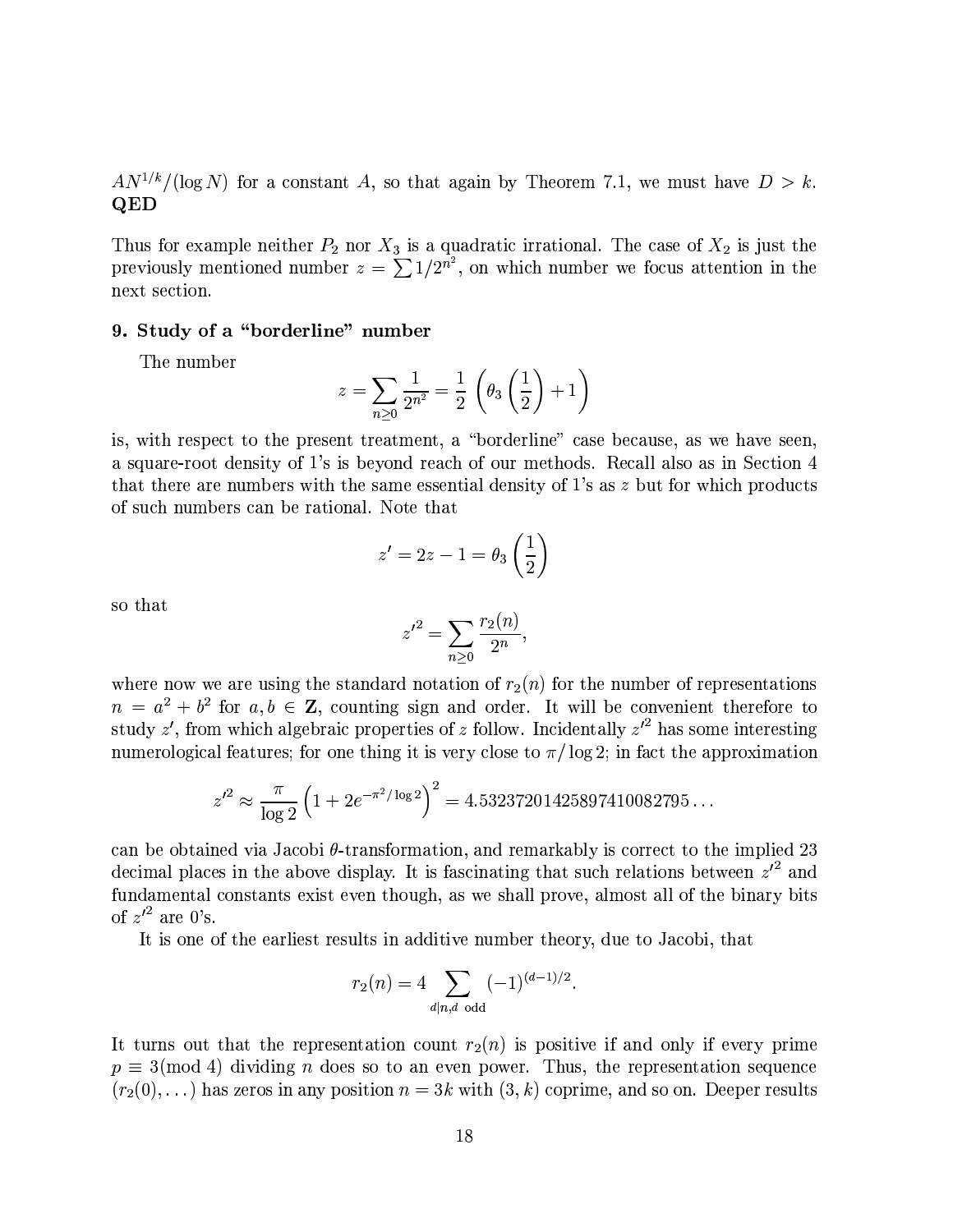$AN^{1/k}/(\log N)$ for a constant $A$, so that again by Theorem 7.1, we must have $D > k$. **QED**

Thus for example neither $P_2$ nor $X_3$ is a quadratic irrational. The case of $X_2$ is just the previously mentioned number $z = \sum 1/2^{n^2}$, on which number we focus attention in the next section.

## 9. Study of a "borderline" number

The number

$$z = \sum_{n \geq 0} \frac{1}{2^{n^2}} = \frac{1}{2}\left(\theta_3\left(\frac{1}{2}\right) + 1\right)$$

is, with respect to the present treatment, a "borderline" case because, as we have seen, a square-root density of 1's is beyond reach of our methods. Recall also as in Section 4 that there are numbers with the same essential density of 1's as $z$ but for which products of such numbers can be rational. Note that

$$z' = 2z - 1 = \theta_3\left(\frac{1}{2}\right)$$

so that

$$z'^2 = \sum_{n \geq 0} \frac{r_2(n)}{2^n},$$

where now we are using the standard notation of $r_2(n)$ for the number of representations $n = a^2 + b^2$ for $a, b \in \mathbf{Z}$, counting sign and order. It will be convenient therefore to study $z'$, from which algebraic properties of $z$ follow. Incidentally $z'^2$ has some interesting numerological features; for one thing it is very close to $\pi/\log 2$; in fact the approximation

$$z'^2 \approx \frac{\pi}{\log 2}\left(1 + 2e^{-\pi^2/\log 2}\right)^2 = 4.53237201425897410082795\ldots$$

can be obtained via Jacobi $\theta$-transformation, and remarkably is correct to the implied 23 decimal places in the above display. It is fascinating that such relations between $z'^2$ and fundamental constants exist even though, as we shall prove, almost all of the binary bits of $z'^2$ are 0's.

It is one of the earliest results in additive number theory, due to Jacobi, that

$$r_2(n) = 4 \sum_{d|n, d \text{ odd}} (-1)^{(d-1)/2}.$$

It turns out that the representation count $r_2(n)$ is positive if and only if every prime $p \equiv 3 (\mathrm{mod}\ 4)$ dividing $n$ does so to an even power. Thus, the representation sequence $(r_2(0), \ldots)$ has zeros in any position $n = 3k$ with $(3, k)$ coprime, and so on. Deeper results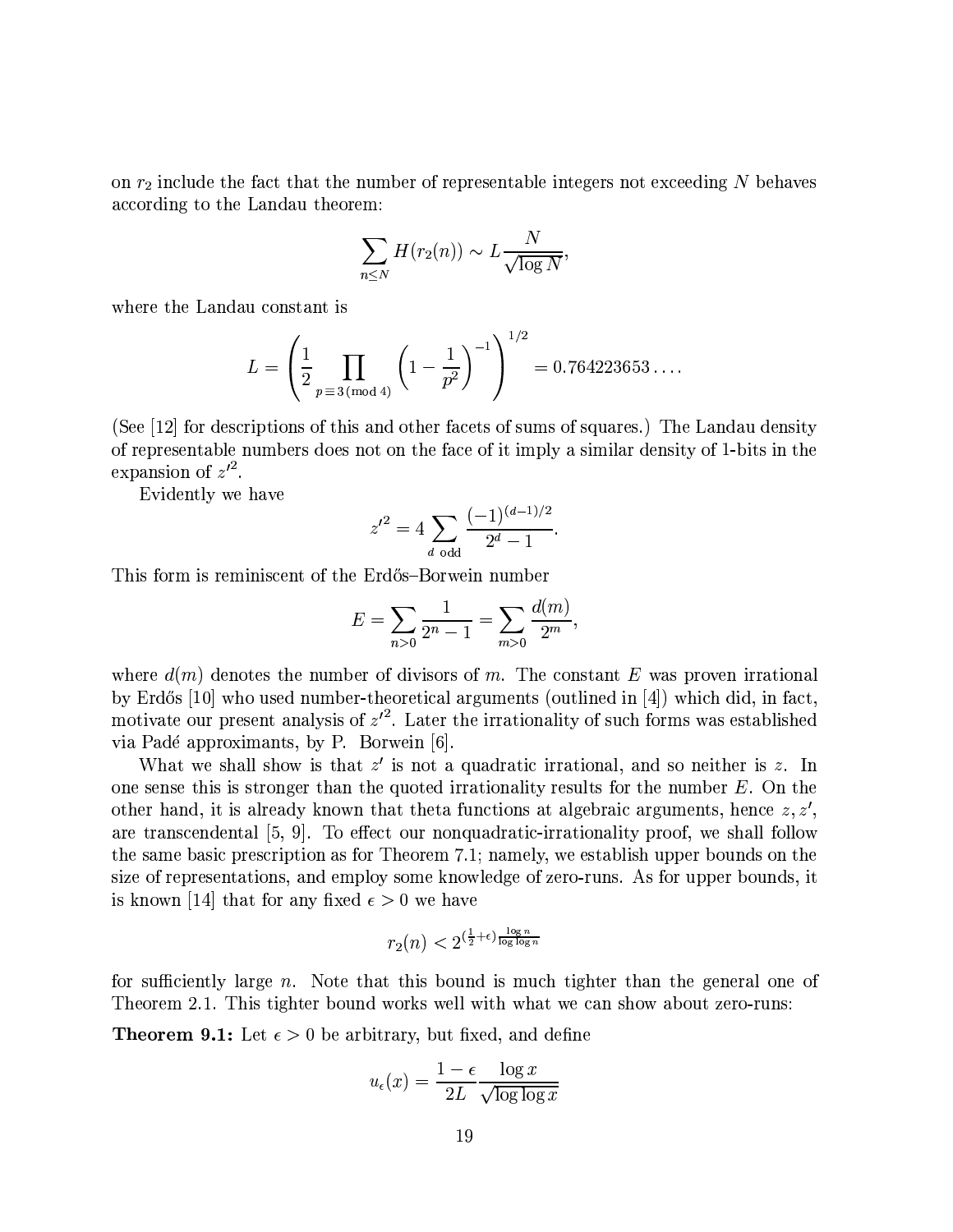on $r_2$ include the fact that the number of representable integers not exceeding $N$ behaves according to the Landau theorem:

$$\sum_{n \leq N} H(r_2(n)) \sim L \frac{N}{\sqrt{\log N}},$$

where the Landau constant is

$$L = \left( \frac{1}{2} \prod_{p \equiv 3 \, (\mathrm{mod}\, 4)} \left(1 - \frac{1}{p^2}\right)^{-1} \right)^{1/2} = 0.764223653\ldots.$$

(See [12] for descriptions of this and other facets of sums of squares.) The Landau density of representable numbers does not on the face of it imply a similar density of 1-bits in the expansion of $z'^2$.

Evidently we have

$$z'^2 = 4 \sum_{d \text{ odd}} \frac{(-1)^{(d-1)/2}}{2^d - 1}.$$

This form is reminiscent of the Erdős–Borwein number

$$E = \sum_{n>0} \frac{1}{2^n - 1} = \sum_{m>0} \frac{d(m)}{2^m},$$

where $d(m)$ denotes the number of divisors of $m$. The constant $E$ was proven irrational by Erdős [10] who used number-theoretical arguments (outlined in [4]) which did, in fact, motivate our present analysis of $z'^2$. Later the irrationality of such forms was established via Padé approximants, by P. Borwein [6].

What we shall show is that $z'$ is not a quadratic irrational, and so neither is $z$. In one sense this is stronger than the quoted irrationality results for the number $E$. On the other hand, it is already known that theta functions at algebraic arguments, hence $z, z'$, are transcendental [5, 9]. To effect our nonquadratic-irrationality proof, we shall follow the same basic prescription as for Theorem 7.1; namely, we establish upper bounds on the size of representations, and employ some knowledge of zero-runs. As for upper bounds, it is known [14] that for any fixed $\epsilon > 0$ we have

$$r_2(n) < 2^{(\frac{1}{2}+\epsilon)\frac{\log n}{\log \log n}}$$

for sufficiently large $n$. Note that this bound is much tighter than the general one of Theorem 2.1. This tighter bound works well with what we can show about zero-runs:

**Theorem 9.1:** Let $\epsilon > 0$ be arbitrary, but fixed, and define

$$u_\epsilon(x) = \frac{1-\epsilon}{2L} \frac{\log x}{\sqrt{\log \log x}}$$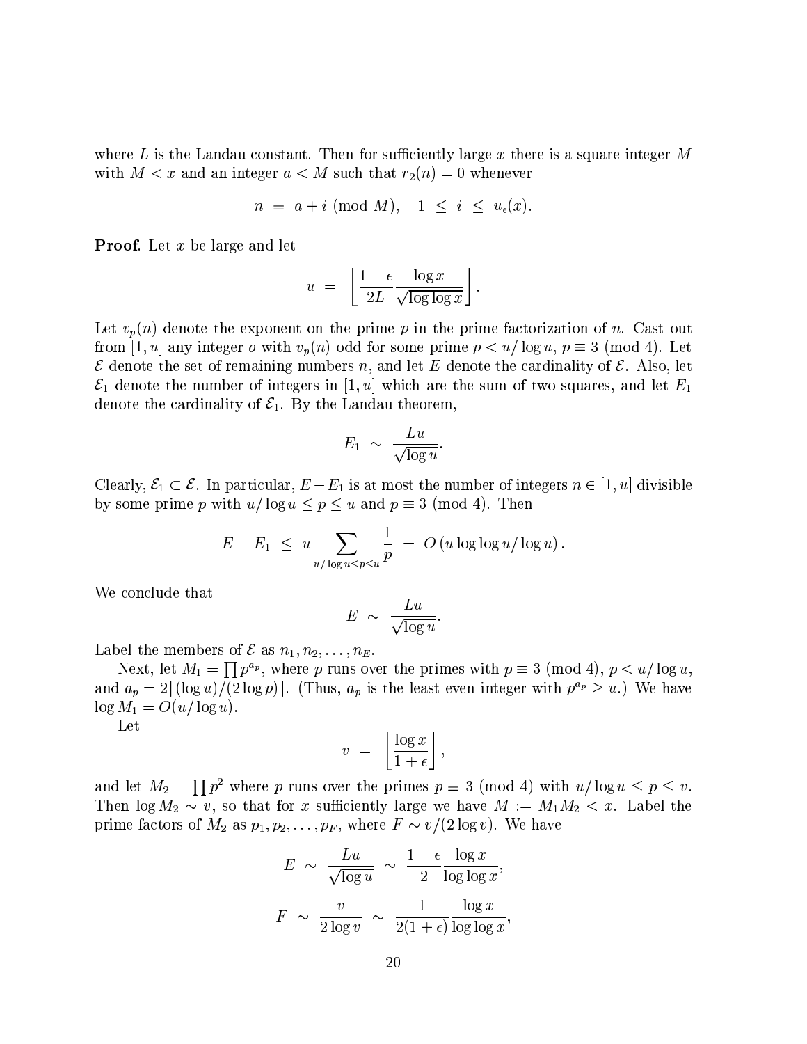where $L$ is the Landau constant. Then for sufficiently large $x$ there is a square integer $M$ with $M < x$ and an integer $a < M$ such that $r_2(n) = 0$ whenever

$$n \equiv a + i \pmod{M}, \quad 1 \le i \le u_\epsilon(x).$$

**Proof.** Let $x$ be large and let

$$u = \left\lfloor \frac{1-\epsilon}{2L} \frac{\log x}{\sqrt{\log\log x}} \right\rfloor.$$

Let $v_p(n)$ denote the exponent on the prime $p$ in the prime factorization of $n$. Cast out from $[1, u]$ any integer $o$ with $v_p(n)$ odd for some prime $p < u/\log u$, $p \equiv 3 \pmod 4$. Let $\mathcal{E}$ denote the set of remaining numbers $n$, and let $E$ denote the cardinality of $\mathcal{E}$. Also, let $\mathcal{E}_1$ denote the number of integers in $[1, u]$ which are the sum of two squares, and let $E_1$ denote the cardinality of $\mathcal{E}_1$. By the Landau theorem,

$$E_1 \sim \frac{Lu}{\sqrt{\log u}}.$$

Clearly, $\mathcal{E}_1 \subset \mathcal{E}$. In particular, $E - E_1$ is at most the number of integers $n \in [1, u]$ divisible by some prime $p$ with $u/\log u \le p \le u$ and $p \equiv 3 \pmod 4$. Then

$$E - E_1 \le u \sum_{u/\log u \le p \le u} \frac{1}{p} = O\left(u \log\log u / \log u\right).$$

We conclude that

$$E \sim \frac{Lu}{\sqrt{\log u}}.$$

Label the members of $\mathcal{E}$ as $n_1, n_2, \ldots, n_E$.

Next, let $M_1 = \prod p^{a_p}$, where $p$ runs over the primes with $p \equiv 3 \pmod 4$, $p < u/\log u$, and $a_p = 2\lceil (\log u)/(2\log p)\rceil$. (Thus, $a_p$ is the least even integer with $p^{a_p} \ge u$.) We have $\log M_1 = O(u/\log u)$.

Let

$$v = \left\lfloor \frac{\log x}{1+\epsilon} \right\rfloor,$$

and let $M_2 = \prod p^2$ where $p$ runs over the primes $p \equiv 3 \pmod 4$ with $u/\log u \le p \le v$. Then $\log M_2 \sim v$, so that for $x$ sufficiently large we have $M := M_1 M_2 < x$. Label the prime factors of $M_2$ as $p_1, p_2, \ldots, p_F$, where $F \sim v/(2\log v)$. We have

$$E \sim \frac{Lu}{\sqrt{\log u}} \sim \frac{1-\epsilon}{2} \frac{\log x}{\log\log x},$$

$$F \sim \frac{v}{2\log v} \sim \frac{1}{2(1+\epsilon)} \frac{\log x}{\log\log x},$$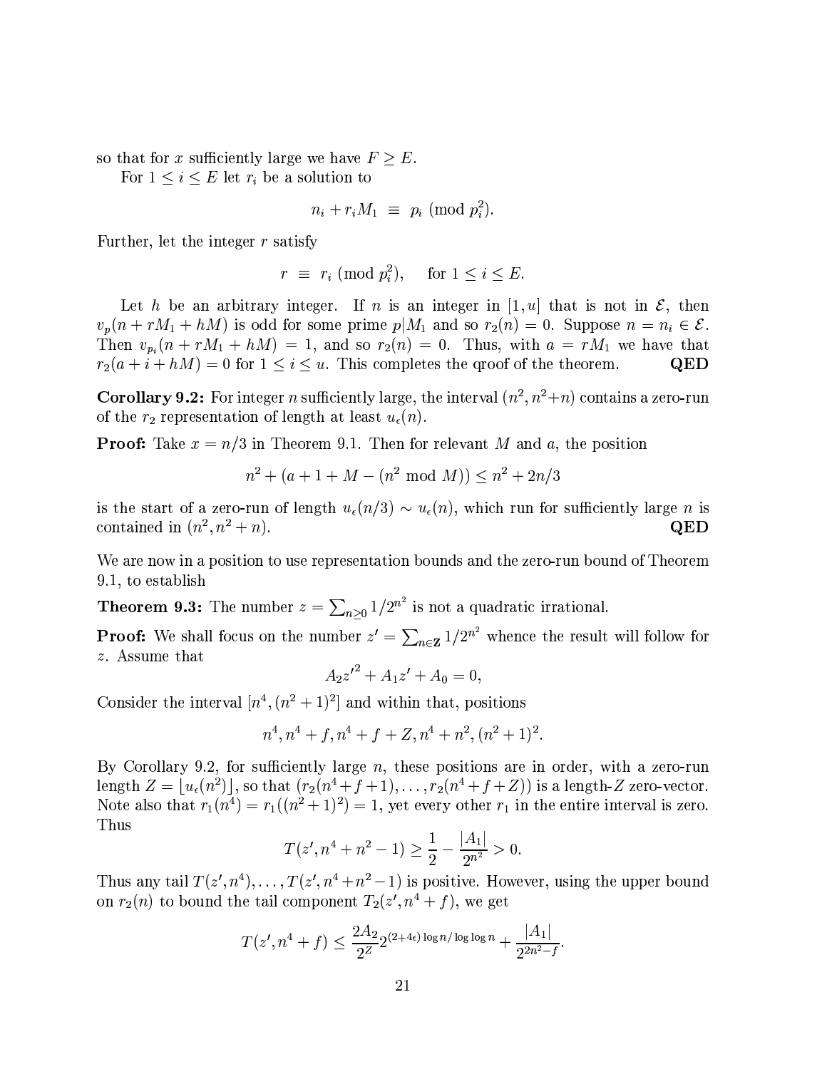so that for $x$ sufficiently large we have $F \geq E$.

For $1 \leq i \leq E$ let $r_i$ be a solution to

$$n_i + r_i M_1 \equiv p_i \pmod{p_i^2}.$$

Further, let the integer $r$ satisfy

$$r \equiv r_i \pmod{p_i^2}, \quad \text{for } 1 \leq i \leq E.$$

Let $h$ be an arbitrary integer. If $n$ is an integer in $[1, u]$ that is not in $\mathcal{E}$, then $v_p(n + rM_1 + hM)$ is odd for some prime $p|M_1$ and so $r_2(n) = 0$. Suppose $n = n_i \in \mathcal{E}$. Then $v_{p_i}(n + rM_1 + hM) = 1$, and so $r_2(n) = 0$. Thus, with $a = rM_1$ we have that $r_2(a + i + hM) = 0$ for $1 \leq i \leq u$. This completes the qroof of the theorem. **QED**

**Corollary 9.2:** For integer $n$ sufficiently large, the interval $(n^2, n^2+n)$ contains a zero-run of the $r_2$ representation of length at least $u_\epsilon(n)$.

**Proof:** Take $x = n/3$ in Theorem 9.1. Then for relevant $M$ and $a$, the position

$$n^2 + (a + 1 + M - (n^2 \bmod M)) \leq n^2 + 2n/3$$

is the start of a zero-run of length $u_\epsilon(n/3) \sim u_\epsilon(n)$, which run for sufficiently large $n$ is contained in $(n^2, n^2 + n)$. **QED**

We are now in a position to use representation bounds and the zero-run bound of Theorem 9.1, to establish

**Theorem 9.3:** The number $z = \sum_{n \geq 0} 1/2^{n^2}$ is not a quadratic irrational.

**Proof:** We shall focus on the number $z' = \sum_{n \in \mathbf{Z}} 1/2^{n^2}$ whence the result will follow for $z$. Assume that

$$A_2 {z'}^2 + A_1 z' + A_0 = 0,$$

Consider the interval $[n^4, (n^2+1)^2]$ and within that, positions

$$n^4, n^4 + f, n^4 + f + Z, n^4 + n^2, (n^2 + 1)^2.$$

By Corollary 9.2, for sufficiently large $n$, these positions are in order, with a zero-run length $Z = \lfloor u_\epsilon(n^2) \rfloor$, so that $(r_2(n^4 + f + 1), \ldots, r_2(n^4 + f + Z))$ is a length-$Z$ zero-vector. Note also that $r_1(n^4) = r_1((n^2+1)^2) = 1$, yet every other $r_1$ in the entire interval is zero. Thus

$$T(z', n^4 + n^2 - 1) \geq \frac{1}{2} - \frac{|A_1|}{2^{n^2}} > 0.$$

Thus any tail $T(z', n^4), \ldots, T(z', n^4 + n^2 - 1)$ is positive. However, using the upper bound on $r_2(n)$ to bound the tail component $T_2(z', n^4 + f)$, we get

$$T(z', n^4 + f) \leq \frac{2A_2}{2^Z} 2^{(2+4\epsilon)\log n / \log\log n} + \frac{|A_1|}{2^{2n^2 - f}}.$$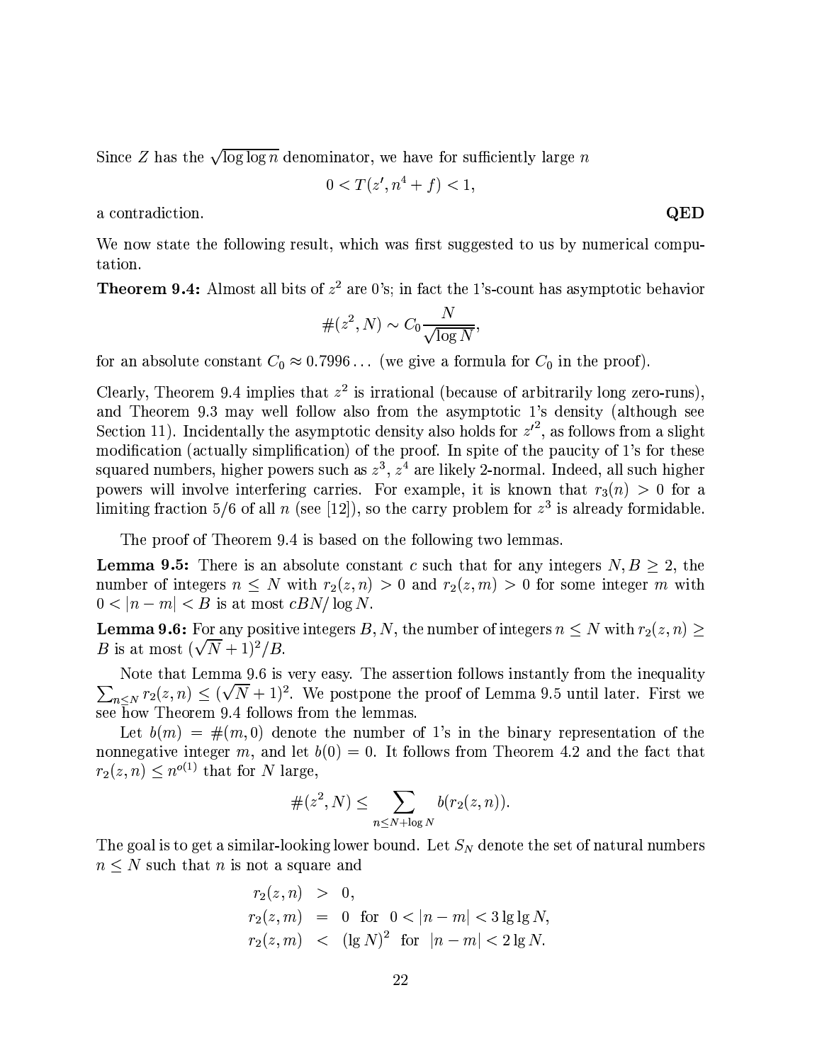Since $Z$ has the $\sqrt{\log\log n}$ denominator, we have for sufficiently large $n$

$$0 < T(z', n^4 + f) < 1,$$

a contradiction. **QED**

We now state the following result, which was first suggested to us by numerical computation.

**Theorem 9.4:** Almost all bits of $z^2$ are 0's; in fact the 1's-count has asymptotic behavior

$$\#(z^2, N) \sim C_0 \frac{N}{\sqrt{\log N}},$$

for an absolute constant $C_0 \approx 0.7996\ldots$ (we give a formula for $C_0$ in the proof).

Clearly, Theorem 9.4 implies that $z^2$ is irrational (because of arbitrarily long zero-runs), and Theorem 9.3 may well follow also from the asymptotic 1's density (although see Section 11). Incidentally the asymptotic density also holds for ${z'}^2$, as follows from a slight modification (actually simplification) of the proof. In spite of the paucity of 1's for these squared numbers, higher powers such as $z^3$, $z^4$ are likely 2-normal. Indeed, all such higher powers will involve interfering carries. For example, it is known that $r_3(n) > 0$ for a limiting fraction $5/6$ of all $n$ (see [12]), so the carry problem for $z^3$ is already formidable.

The proof of Theorem 9.4 is based on the following two lemmas.

**Lemma 9.5:** There is an absolute constant $c$ such that for any integers $N, B \geq 2$, the number of integers $n \leq N$ with $r_2(z, n) > 0$ and $r_2(z, m) > 0$ for some integer $m$ with $0 < |n - m| < B$ is at most $cBN/\log N$.

**Lemma 9.6:** For any positive integers $B, N$, the number of integers $n \leq N$ with $r_2(z, n) \geq B$ is at most $(\sqrt{N} + 1)^2/B$.

Note that Lemma 9.6 is very easy. The assertion follows instantly from the inequality $\sum_{n \leq N} r_2(z, n) \leq (\sqrt{N} + 1)^2$. We postpone the proof of Lemma 9.5 until later. First we see how Theorem 9.4 follows from the lemmas.

Let $b(m) = \#(m, 0)$ denote the number of 1's in the binary representation of the nonnegative integer $m$, and let $b(0) = 0$. It follows from Theorem 4.2 and the fact that $r_2(z, n) \leq n^{o(1)}$ that for $N$ large,

$$\#(z^2, N) \leq \sum_{n \leq N + \log N} b(r_2(z, n)).$$

The goal is to get a similar-looking lower bound. Let $S_N$ denote the set of natural numbers $n \leq N$ such that $n$ is not a square and

$$\begin{aligned}
r_2(z, n) &> 0, \\
r_2(z, m) &= 0 \quad \text{for} \quad 0 < |n - m| < 3 \lg\lg N, \\
r_2(z, m) &< (\lg N)^2 \quad \text{for} \quad |n - m| < 2 \lg N.
\end{aligned}$$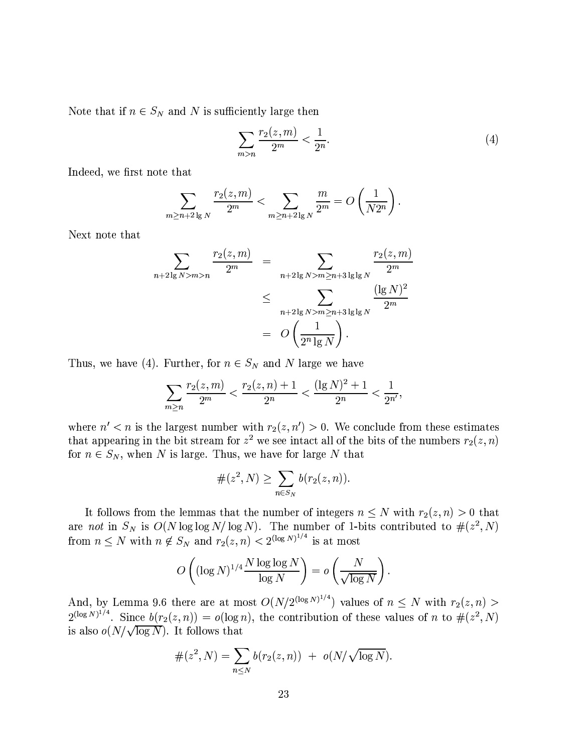Note that if $n \in S_N$ and $N$ is sufficiently large then

$$\sum_{m>n} \frac{r_2(z,m)}{2^m} < \frac{1}{2^n}. \tag{4}$$

Indeed, we first note that

$$\sum_{m \geq n+2\lg N} \frac{r_2(z,m)}{2^m} < \sum_{m \geq n+2\lg N} \frac{m}{2^m} = O\left(\frac{1}{N2^n}\right).$$

Next note that

$$\begin{aligned}
\sum_{n+2\lg N > m > n} \frac{r_2(z,m)}{2^m} &= \sum_{n+2\lg N > m \geq n+3\lg\lg N} \frac{r_2(z,m)}{2^m} \\
&\leq \sum_{n+2\lg N > m \geq n+3\lg\lg N} \frac{(\lg N)^2}{2^m} \\
&= O\left(\frac{1}{2^n \lg N}\right).
\end{aligned}$$

Thus, we have (4). Further, for $n \in S_N$ and $N$ large we have

$$\sum_{m \geq n} \frac{r_2(z,m)}{2^m} < \frac{r_2(z,n)+1}{2^n} < \frac{(\lg N)^2+1}{2^n} < \frac{1}{2^{n'}},$$

where $n' < n$ is the largest number with $r_2(z,n') > 0$. We conclude from these estimates that appearing in the bit stream for $z^2$ we see intact all of the bits of the numbers $r_2(z,n)$ for $n \in S_N$, when $N$ is large. Thus, we have for large $N$ that

$$\#(z^2, N) \geq \sum_{n \in S_N} b(r_2(z,n)).$$

It follows from the lemmas that the number of integers $n \leq N$ with $r_2(z,n) > 0$ that are *not* in $S_N$ is $O(N \log\log N / \log N)$. The number of 1-bits contributed to $\#(z^2, N)$ from $n \leq N$ with $n \notin S_N$ and $r_2(z,n) < 2^{(\log N)^{1/4}}$ is at most

$$O\left((\log N)^{1/4} \frac{N \log\log N}{\log N}\right) = o\left(\frac{N}{\sqrt{\log N}}\right).$$

And, by Lemma 9.6 there are at most $O(N/2^{(\log N)^{1/4}})$ values of $n \leq N$ with $r_2(z,n) > 2^{(\log N)^{1/4}}$. Since $b(r_2(z,n)) = o(\log n)$, the contribution of these values of $n$ to $\#(z^2, N)$ is also $o(N/\sqrt{\log N})$. It follows that

$$\#(z^2, N) = \sum_{n \leq N} b(r_2(z,n)) \; + \; o(N/\sqrt{\log N}).$$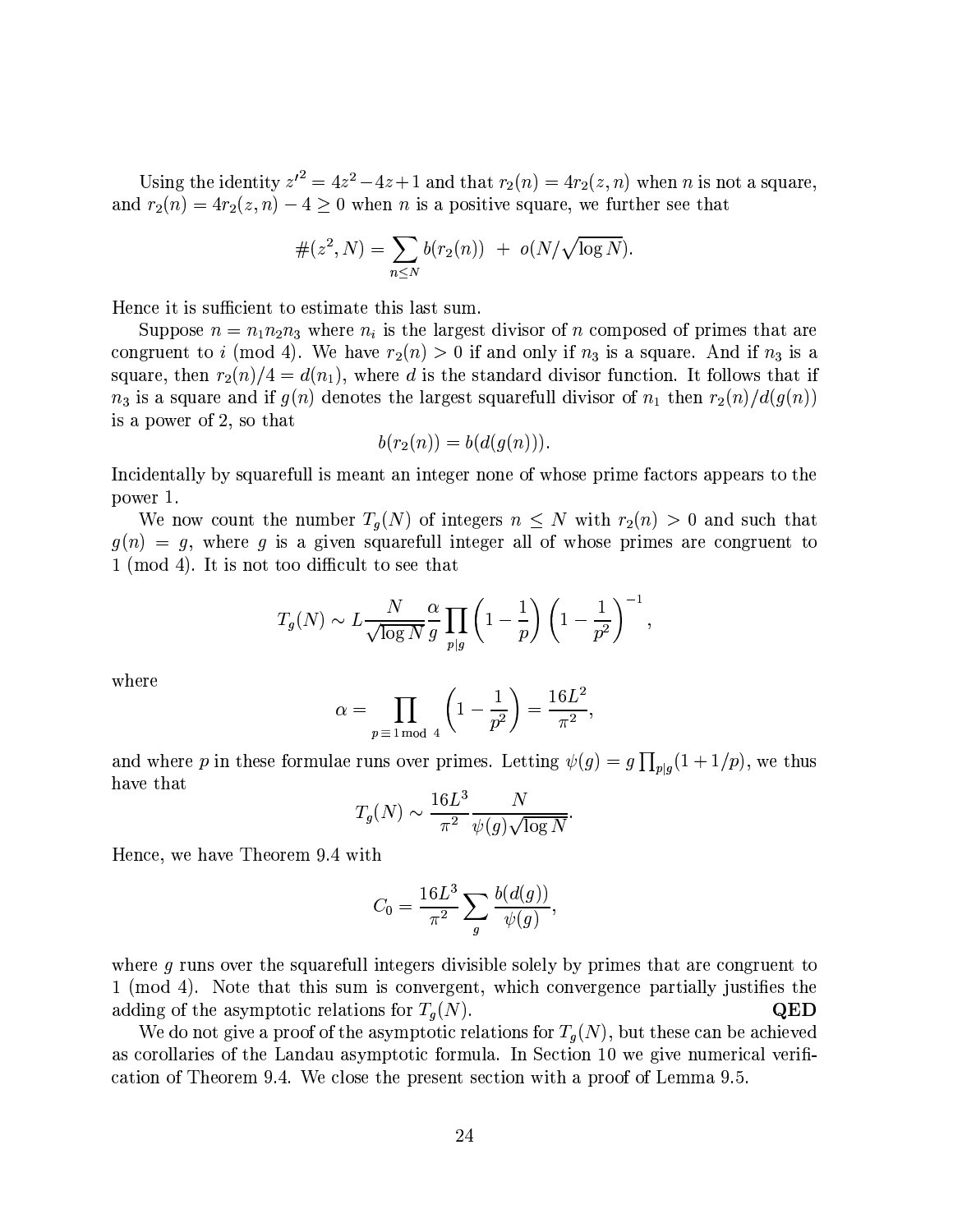Using the identity ${z'}^2 = 4z^2 - 4z + 1$ and that $r_2(n) = 4r_2(z,n)$ when $n$ is not a square, and $r_2(n) = 4r_2(z,n) - 4 \geq 0$ when $n$ is a positive square, we further see that

$$\#(z^2, N) = \sum_{n \leq N} b(r_2(n)) \; + \; o(N/\sqrt{\log N}).$$

Hence it is sufficient to estimate this last sum.

Suppose $n = n_1 n_2 n_3$ where $n_i$ is the largest divisor of $n$ composed of primes that are congruent to $i$ (mod 4). We have $r_2(n) > 0$ if and only if $n_3$ is a square. And if $n_3$ is a square, then $r_2(n)/4 = d(n_1)$, where $d$ is the standard divisor function. It follows that if $n_3$ is a square and if $g(n)$ denotes the largest squarefull divisor of $n_1$ then $r_2(n)/d(g(n))$ is a power of 2, so that

$$b(r_2(n)) = b(d(g(n))).$$

Incidentally by squarefull is meant an integer none of whose prime factors appears to the power 1.

We now count the number $T_g(N)$ of integers $n \leq N$ with $r_2(n) > 0$ and such that $g(n) = g$, where $g$ is a given squarefull integer all of whose primes are congruent to 1 (mod 4). It is not too difficult to see that

$$T_g(N) \sim L \frac{N}{\sqrt{\log N}} \frac{\alpha}{g} \prod_{p|g} \left(1 - \frac{1}{p}\right) \left(1 - \frac{1}{p^2}\right)^{-1},$$

where

$$\alpha = \prod_{p \equiv 1 \bmod 4} \left(1 - \frac{1}{p^2}\right) = \frac{16L^2}{\pi^2},$$

and where $p$ in these formulae runs over primes. Letting $\psi(g) = g \prod_{p|g}(1 + 1/p)$, we thus have that

$$T_g(N) \sim \frac{16L^3}{\pi^2} \frac{N}{\psi(g)\sqrt{\log N}}.$$

Hence, we have Theorem 9.4 with

$$C_0 = \frac{16L^3}{\pi^2} \sum_g \frac{b(d(g))}{\psi(g)},$$

where $g$ runs over the squarefull integers divisible solely by primes that are congruent to 1 (mod 4). Note that this sum is convergent, which convergence partially justifies the adding of the asymptotic relations for $T_g(N)$. **QED**

We do not give a proof of the asymptotic relations for $T_g(N)$, but these can be achieved as corollaries of the Landau asymptotic formula. In Section 10 we give numerical verification of Theorem 9.4. We close the present section with a proof of Lemma 9.5.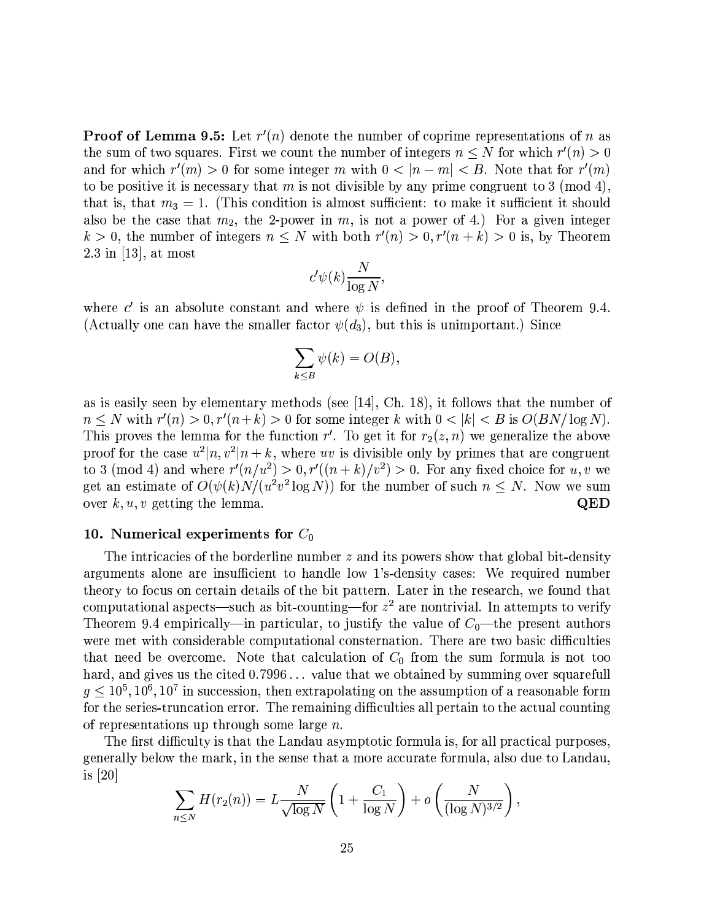**Proof of Lemma 9.5:** Let $r'(n)$ denote the number of coprime representations of $n$ as the sum of two squares. First we count the number of integers $n \le N$ for which $r'(n) > 0$ and for which $r'(m) > 0$ for some integer $m$ with $0 < |n - m| < B$. Note that for $r'(m)$ to be positive it is necessary that $m$ is not divisible by any prime congruent to 3 (mod 4), that is, that $m_3 = 1$. (This condition is almost sufficient: to make it sufficient it should also be the case that $m_2$, the 2-power in $m$, is not a power of 4.) For a given integer $k > 0$, the number of integers $n \le N$ with both $r'(n) > 0, r'(n+k) > 0$ is, by Theorem 2.3 in [13], at most

$$c'\psi(k)\frac{N}{\log N},$$

where $c'$ is an absolute constant and where $\psi$ is defined in the proof of Theorem 9.4. (Actually one can have the smaller factor $\psi(d_3)$, but this is unimportant.) Since

$$\sum_{k \le B} \psi(k) = O(B),$$

as is easily seen by elementary methods (see [14], Ch. 18), it follows that the number of $n \le N$ with $r'(n) > 0, r'(n+k) > 0$ for some integer $k$ with $0 < |k| < B$ is $O(BN/\log N)$. This proves the lemma for the function $r'$. To get it for $r_2(z,n)$ we generalize the above proof for the case $u^2|n, v^2|n+k$, where $uv$ is divisible only by primes that are congruent to 3 (mod 4) and where $r'(n/u^2) > 0, r'((n+k)/v^2) > 0$. For any fixed choice for $u, v$ we get an estimate of $O(\psi(k)N/(u^2v^2 \log N))$ for the number of such $n \le N$. Now we sum over $k, u, v$ getting the lemma. **QED**

## 10. Numerical experiments for $C_0$

The intricacies of the borderline number $z$ and its powers show that global bit-density arguments alone are insufficient to handle low 1's-density cases: We required number theory to focus on certain details of the bit pattern. Later in the research, we found that computational aspects—such as bit-counting—for $z^2$ are nontrivial. In attempts to verify Theorem 9.4 empirically—in particular, to justify the value of $C_0$—the present authors were met with considerable computational consternation. There are two basic difficulties that need be overcome. Note that calculation of $C_0$ from the sum formula is not too hard, and gives us the cited $0.7996\ldots$ value that we obtained by summing over squarefull $g \le 10^5, 10^6, 10^7$ in succession, then extrapolating on the assumption of a reasonable form for the series-truncation error. The remaining difficulties all pertain to the actual counting of representations up through some large $n$.

The first difficulty is that the Landau asymptotic formula is, for all practical purposes, generally below the mark, in the sense that a more accurate formula, also due to Landau, is [20]

$$\sum_{n \le N} H(r_2(n)) = L\frac{N}{\sqrt{\log N}}\left(1 + \frac{C_1}{\log N}\right) + o\left(\frac{N}{(\log N)^{3/2}}\right),$$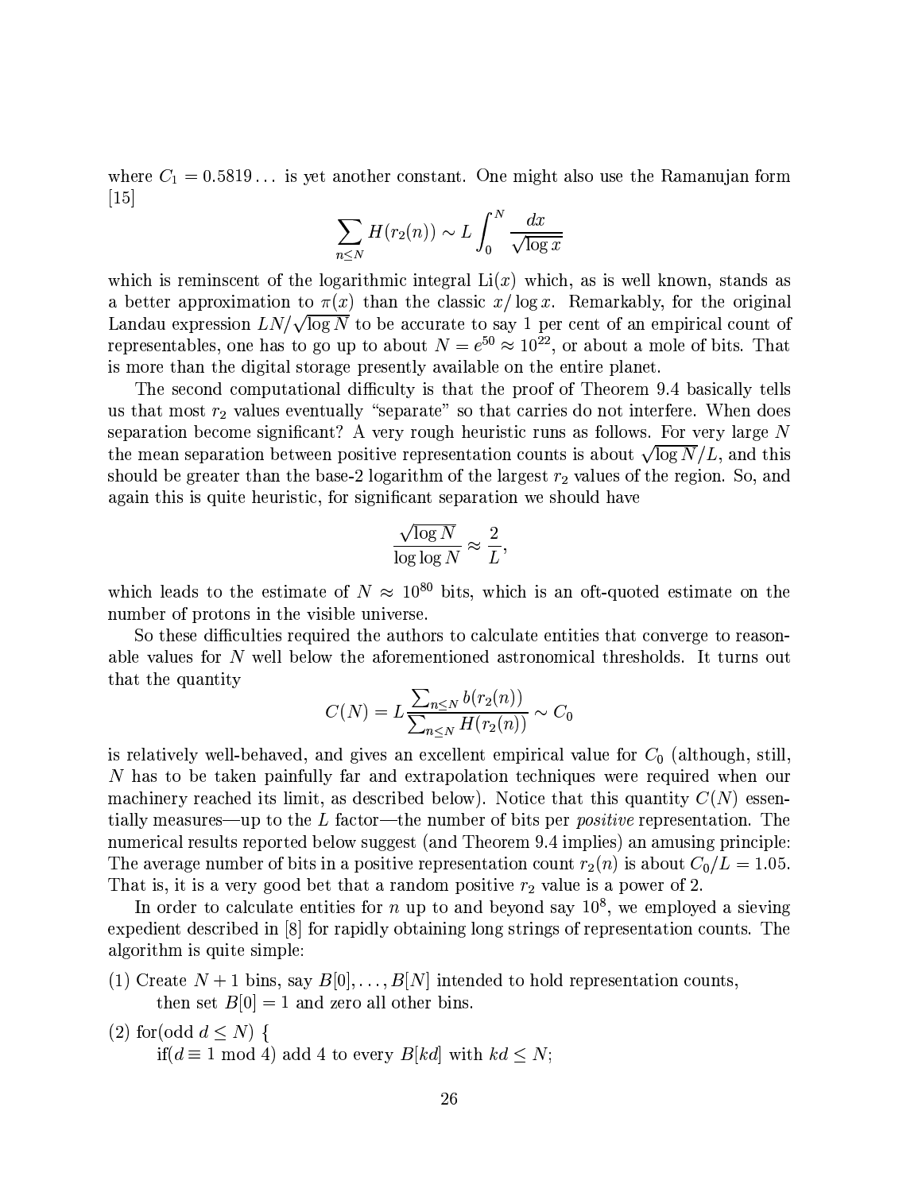where $C_1 = 0.5819\ldots$ is yet another constant. One might also use the Ramanujan form [15]

$$\sum_{n \leq N} H(r_2(n)) \sim L \int_0^N \frac{dx}{\sqrt{\log x}}$$

which is reminscent of the logarithmic integral $\mathrm{Li}(x)$ which, as is well known, stands as a better approximation to $\pi(x)$ than the classic $x/\log x$. Remarkably, for the original Landau expression $LN/\sqrt{\log N}$ to be accurate to say 1 per cent of an empirical count of representables, one has to go up to about $N = e^{50} \approx 10^{22}$, or about a mole of bits. That is more than the digital storage presently available on the entire planet.

The second computational difficulty is that the proof of Theorem 9.4 basically tells us that most $r_2$ values eventually "separate" so that carries do not interfere. When does separation become significant? A very rough heuristic runs as follows. For very large $N$ the mean separation between positive representation counts is about $\sqrt{\log N}/L$, and this should be greater than the base-2 logarithm of the largest $r_2$ values of the region. So, and again this is quite heuristic, for significant separation we should have

$$\frac{\sqrt{\log N}}{\log \log N} \approx \frac{2}{L},$$

which leads to the estimate of $N \approx 10^{80}$ bits, which is an oft-quoted estimate on the number of protons in the visible universe.

So these difficulties required the authors to calculate entities that converge to reasonable values for $N$ well below the aforementioned astronomical thresholds. It turns out that the quantity

$$C(N) = L \frac{\sum_{n \leq N} b(r_2(n))}{\sum_{n \leq N} H(r_2(n))} \sim C_0$$

is relatively well-behaved, and gives an excellent empirical value for $C_0$ (although, still, $N$ has to be taken painfully far and extrapolation techniques were required when our machinery reached its limit, as described below). Notice that this quantity $C(N)$ essentially measures—up to the $L$ factor—the number of bits per *positive* representation. The numerical results reported below suggest (and Theorem 9.4 implies) an amusing principle: The average number of bits in a positive representation count $r_2(n)$ is about $C_0/L = 1.05$. That is, it is a very good bet that a random positive $r_2$ value is a power of 2.

In order to calculate entities for $n$ up to and beyond say $10^8$, we employed a sieving expedient described in [8] for rapidly obtaining long strings of representation counts. The algorithm is quite simple:

(1) Create $N + 1$ bins, say $B[0], \ldots, B[N]$ intended to hold representation counts, then set $B[0] = 1$ and zero all other bins.

(2) for(odd $d \leq N$) {
  if($d \equiv 1 \bmod 4$) add 4 to every $B[kd]$ with $kd \leq N$;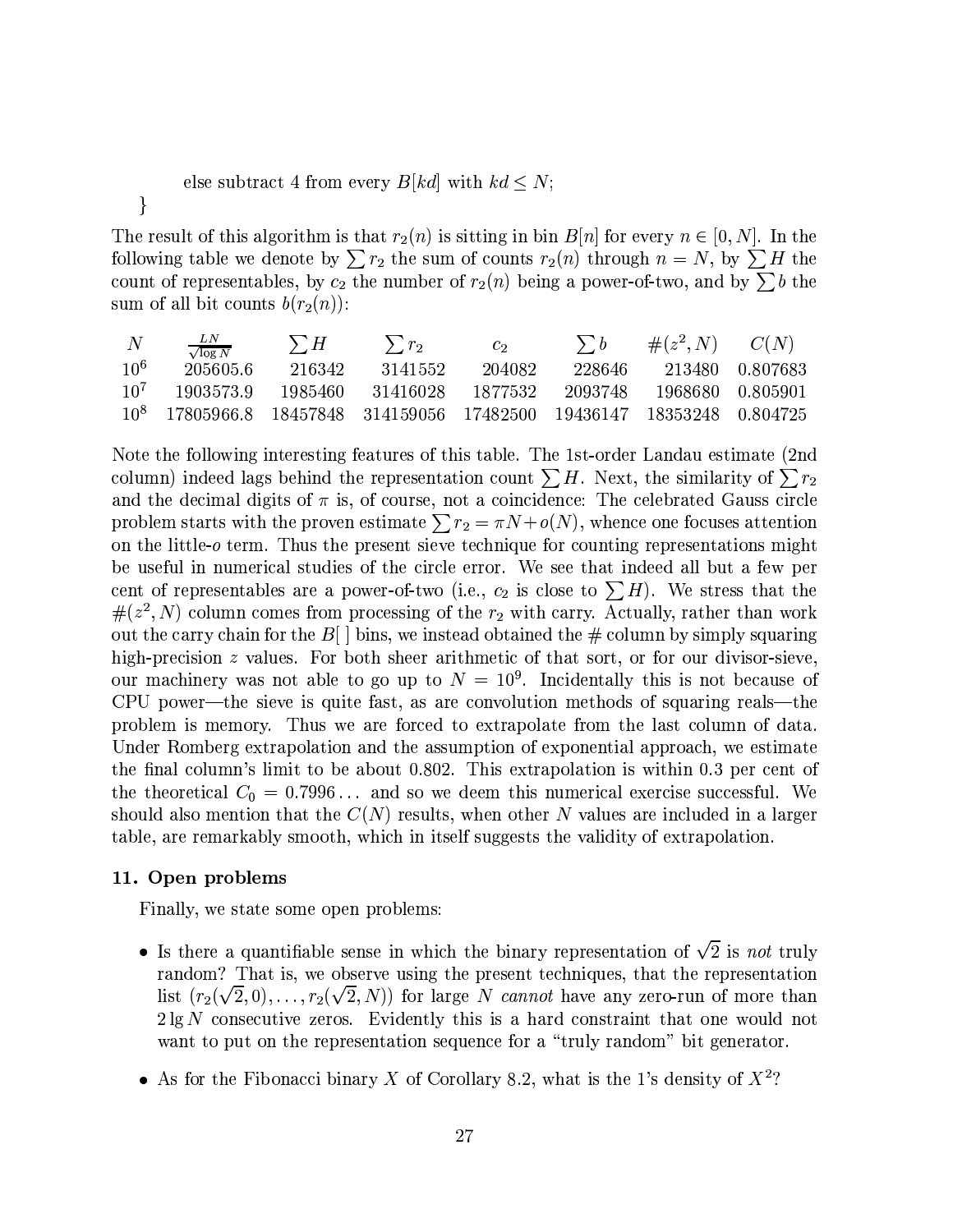else subtract 4 from every $B[kd]$ with $kd \le N$;

}

The result of this algorithm is that $r_2(n)$ is sitting in bin $B[n]$ for every $n \in [0, N]$. In the following table we denote by $\sum r_2$ the sum of counts $r_2(n)$ through $n = N$, by $\sum H$ the count of representables, by $c_2$ the number of $r_2(n)$ being a power-of-two, and by $\sum b$ the sum of all bit counts $b(r_2(n))$:

| $N$ | $\frac{LN}{\sqrt{\log N}}$ | $\sum H$ | $\sum r_2$ | $c_2$ | $\sum b$ | $\#(z^2, N)$ | $C(N)$ |
|---|---|---|---|---|---|---|---|
| $10^6$ | 205605.6 | 216342 | 3141552 | 204082 | 228646 | 213480 | 0.807683 |
| $10^7$ | 1903573.9 | 1985460 | 31416028 | 1877532 | 2093748 | 1968680 | 0.805901 |
| $10^8$ | 17805966.8 | 18457848 | 314159056 | 17482500 | 19436147 | 18353248 | 0.804725 |

Note the following interesting features of this table. The 1st-order Landau estimate (2nd column) indeed lags behind the representation count $\sum H$. Next, the similarity of $\sum r_2$ and the decimal digits of $\pi$ is, of course, not a coincidence: The celebrated Gauss circle problem starts with the proven estimate $\sum r_2 = \pi N + o(N)$, whence one focuses attention on the little-$o$ term. Thus the present sieve technique for counting representations might be useful in numerical studies of the circle error. We see that indeed all but a few per cent of representables are a power-of-two (i.e., $c_2$ is close to $\sum H$). We stress that the $\#(z^2, N)$ column comes from processing of the $r_2$ with carry. Actually, rather than work out the carry chain for the $B[\,]$ bins, we instead obtained the $\#$ column by simply squaring high-precision $z$ values. For both sheer arithmetic of that sort, or for our divisor-sieve, our machinery was not able to go up to $N = 10^9$. Incidentally this is not because of CPU power—the sieve is quite fast, as are convolution methods of squaring reals—the problem is memory. Thus we are forced to extrapolate from the last column of data. Under Romberg extrapolation and the assumption of exponential approach, we estimate the final column's limit to be about 0.802. This extrapolation is within 0.3 per cent of the theoretical $C_0 = 0.7996\ldots$ and so we deem this numerical exercise successful. We should also mention that the $C(N)$ results, when other $N$ values are included in a larger table, are remarkably smooth, which in itself suggests the validity of extrapolation.

### 11. Open problems

Finally, we state some open problems:

- Is there a quantifiable sense in which the binary representation of $\sqrt{2}$ is *not* truly random? That is, we observe using the present techniques, that the representation list $(r_2(\sqrt{2}, 0), \ldots, r_2(\sqrt{2}, N))$ for large $N$ *cannot* have any zero-run of more than $2 \lg N$ consecutive zeros. Evidently this is a hard constraint that one would not want to put on the representation sequence for a "truly random" bit generator.
- As for the Fibonacci binary $X$ of Corollary 8.2, what is the 1's density of $X^2$?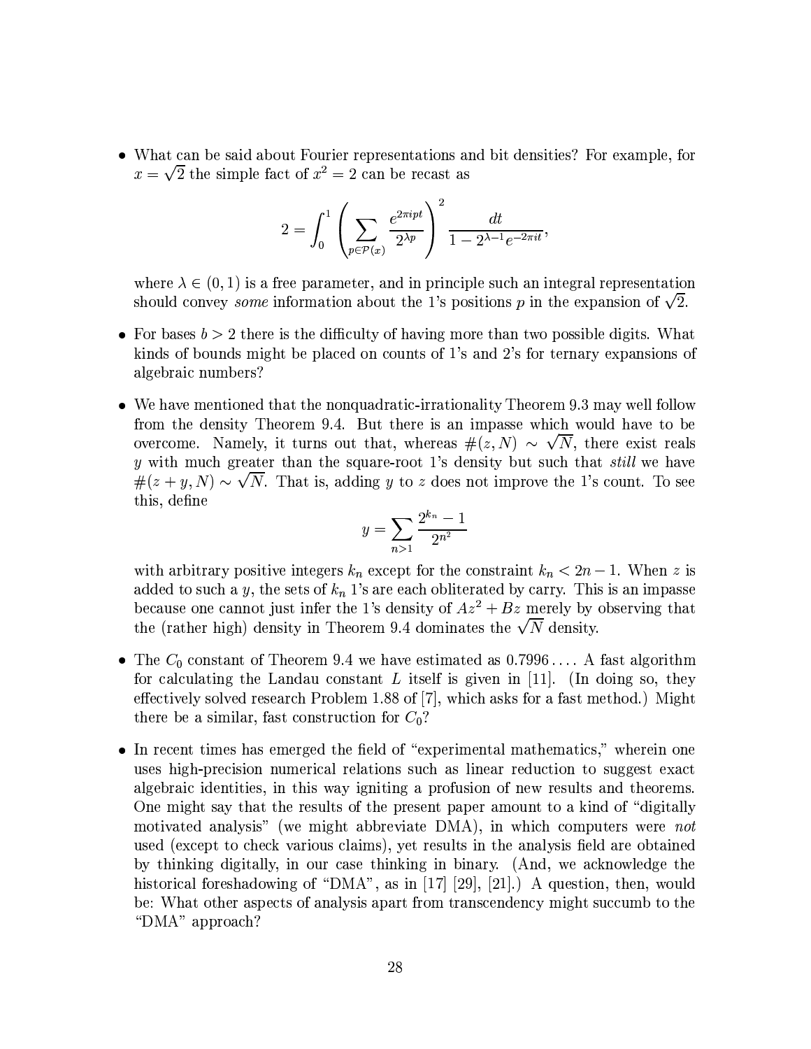- What can be said about Fourier representations and bit densities? For example, for $x = \sqrt{2}$ the simple fact of $x^2 = 2$ can be recast as

$$2 = \int_0^1 \left( \sum_{p \in \mathcal{P}(x)} \frac{e^{2\pi i p t}}{2^{\lambda p}} \right)^2 \frac{dt}{1 - 2^{\lambda - 1} e^{-2\pi i t}},$$

  where $\lambda \in (0, 1)$ is a free parameter, and in principle such an integral representation should convey *some* information about the 1's positions $p$ in the expansion of $\sqrt{2}$.

- For bases $b > 2$ there is the difficulty of having more than two possible digits. What kinds of bounds might be placed on counts of 1's and 2's for ternary expansions of algebraic numbers?

- We have mentioned that the nonquadratic-irrationality Theorem 9.3 may well follow from the density Theorem 9.4. But there is an impasse which would have to be overcome. Namely, it turns out that, whereas $\#(z, N) \sim \sqrt{N}$, there exist reals $y$ with much greater than the square-root 1's density but such that *still* we have $\#(z + y, N) \sim \sqrt{N}$. That is, adding $y$ to $z$ does not improve the 1's count. To see this, define

$$y = \sum_{n > 1} \frac{2^{k_n} - 1}{2^{n^2}}$$

  with arbitrary positive integers $k_n$ except for the constraint $k_n < 2n - 1$. When $z$ is added to such a $y$, the sets of $k_n$ 1's are each obliterated by carry. This is an impasse because one cannot just infer the 1's density of $Az^2 + Bz$ merely by observing that the (rather high) density in Theorem 9.4 dominates the $\sqrt{N}$ density.

- The $C_0$ constant of Theorem 9.4 we have estimated as $0.7996\ldots$. A fast algorithm for calculating the Landau constant $L$ itself is given in [11]. (In doing so, they effectively solved research Problem 1.88 of [7], which asks for a fast method.) Might there be a similar, fast construction for $C_0$?

- In recent times has emerged the field of "experimental mathematics," wherein one uses high-precision numerical relations such as linear reduction to suggest exact algebraic identities, in this way igniting a profusion of new results and theorems. One might say that the results of the present paper amount to a kind of "digitally motivated analysis" (we might abbreviate DMA), in which computers were *not* used (except to check various claims), yet results in the analysis field are obtained by thinking digitally, in our case thinking in binary. (And, we acknowledge the historical foreshadowing of "DMA", as in [17] [29], [21].) A question, then, would be: What other aspects of analysis apart from transcendency might succumb to the "DMA" approach?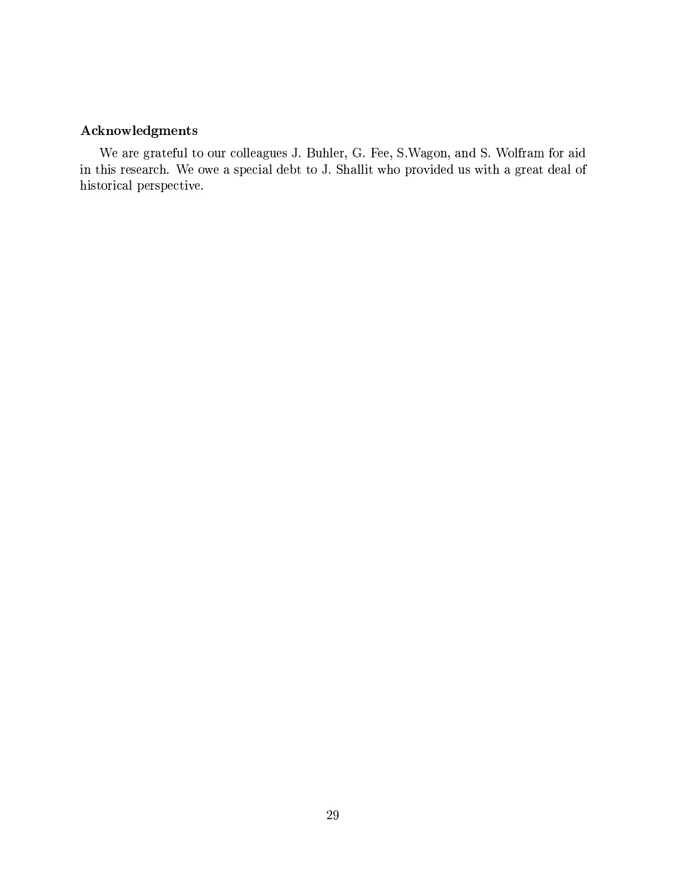## Acknowledgments

We are grateful to our colleagues J. Buhler, G. Fee, S.Wagon, and S. Wolfram for aid in this research. We owe a special debt to J. Shallit who provided us with a great deal of historical perspective.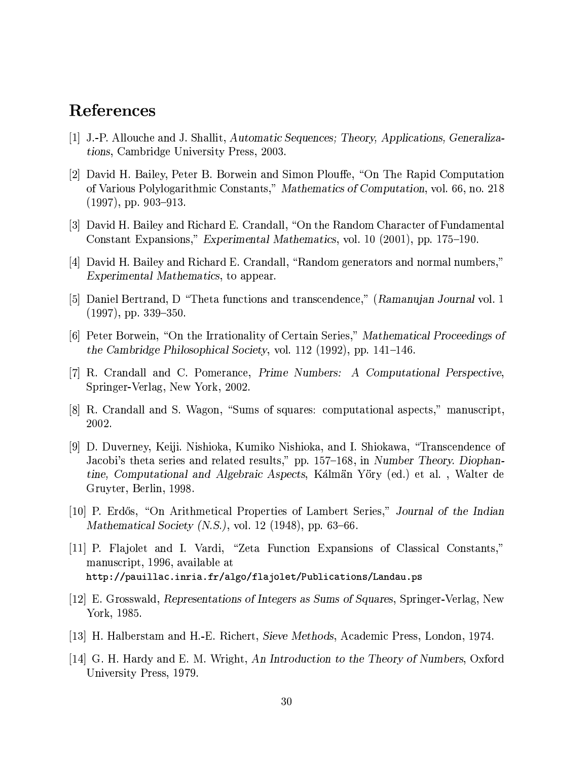# References

[1] J.-P. Allouche and J. Shallit, *Automatic Sequences; Theory, Applications, Generalizations*, Cambridge University Press, 2003.

[2] David H. Bailey, Peter B. Borwein and Simon Plouffe, "On The Rapid Computation of Various Polylogarithmic Constants," *Mathematics of Computation*, vol. 66, no. 218 (1997), pp. 903–913.

[3] David H. Bailey and Richard E. Crandall, "On the Random Character of Fundamental Constant Expansions," *Experimental Mathematics*, vol. 10 (2001), pp. 175–190.

[4] David H. Bailey and Richard E. Crandall, "Random generators and normal numbers," *Experimental Mathematics*, to appear.

[5] Daniel Bertrand, D "Theta functions and transcendence," (*Ramanujan Journal* vol. 1 (1997), pp. 339–350.

[6] Peter Borwein, "On the Irrationality of Certain Series," *Mathematical Proceedings of the Cambridge Philosophical Society*, vol. 112 (1992), pp. 141–146.

[7] R. Crandall and C. Pomerance, *Prime Numbers: A Computational Perspective*, Springer-Verlag, New York, 2002.

[8] R. Crandall and S. Wagon, "Sums of squares: computational aspects," manuscript, 2002.

[9] D. Duverney, Keiji. Nishioka, Kumiko Nishioka, and I. Shiokawa, "Transcendence of Jacobi's theta series and related results," pp. 157–168, in *Number Theory. Diophantine, Computational and Algebraic Aspects*, Kálmän Yöry (ed.) et al. , Walter de Gruyter, Berlin, 1998.

[10] P. Erdős, "On Arithmetical Properties of Lambert Series," *Journal of the Indian Mathematical Society (N.S.)*, vol. 12 (1948), pp. 63–66.

[11] P. Flajolet and I. Vardi, "Zeta Function Expansions of Classical Constants," manuscript, 1996, available at
`http://pauillac.inria.fr/algo/flajolet/Publications/Landau.ps`

[12] E. Grosswald, *Representations of Integers as Sums of Squares*, Springer-Verlag, New York, 1985.

[13] H. Halberstam and H.-E. Richert, *Sieve Methods*, Academic Press, London, 1974.

[14] G. H. Hardy and E. M. Wright, *An Introduction to the Theory of Numbers*, Oxford University Press, 1979.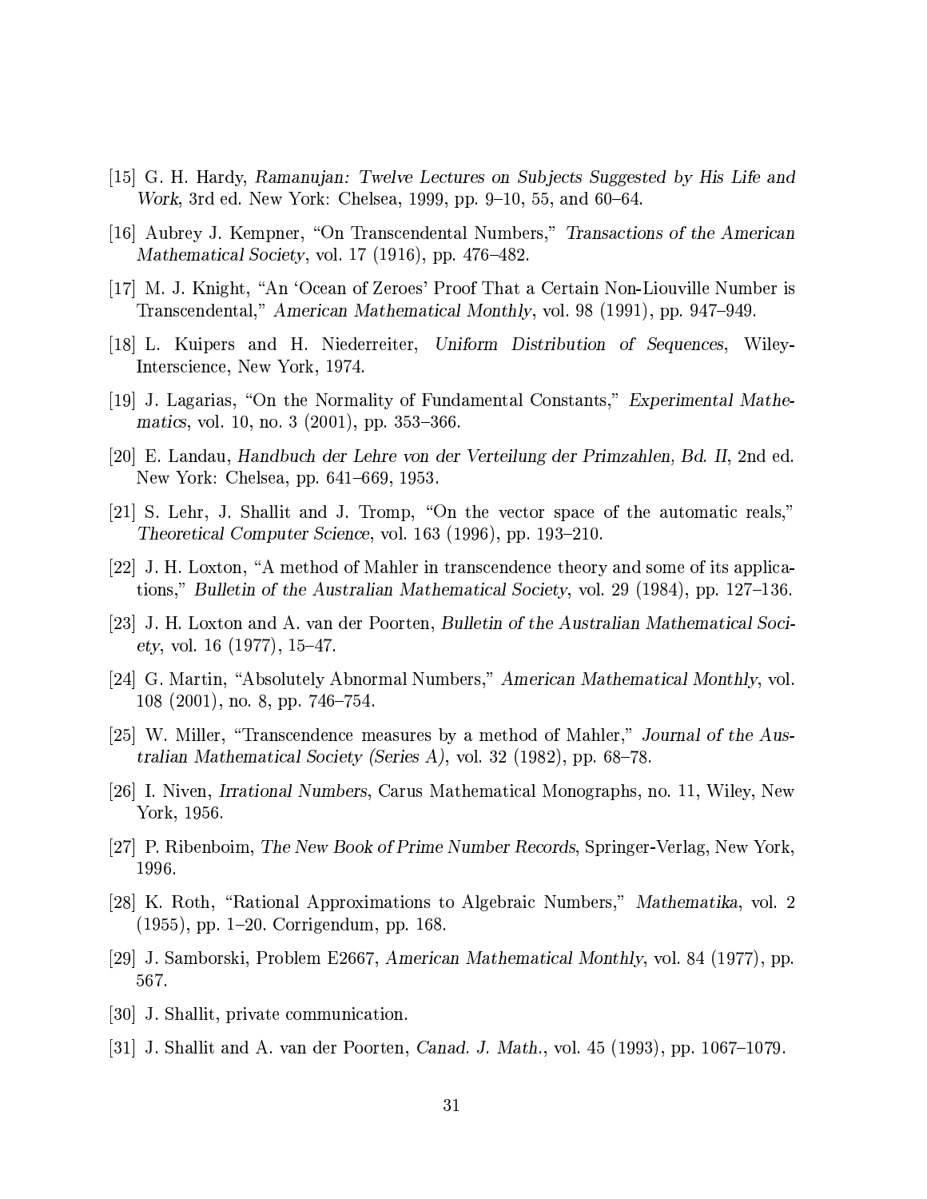[15] G. H. Hardy, *Ramanujan: Twelve Lectures on Subjects Suggested by His Life and Work*, 3rd ed. New York: Chelsea, 1999, pp. 9–10, 55, and 60–64.

[16] Aubrey J. Kempner, "On Transcendental Numbers," *Transactions of the American Mathematical Society*, vol. 17 (1916), pp. 476–482.

[17] M. J. Knight, "An 'Ocean of Zeroes' Proof That a Certain Non-Liouville Number is Transcendental," *American Mathematical Monthly*, vol. 98 (1991), pp. 947–949.

[18] L. Kuipers and H. Niederreiter, *Uniform Distribution of Sequences*, Wiley-Interscience, New York, 1974.

[19] J. Lagarias, "On the Normality of Fundamental Constants," *Experimental Mathematics*, vol. 10, no. 3 (2001), pp. 353–366.

[20] E. Landau, *Handbuch der Lehre von der Verteilung der Primzahlen, Bd. II*, 2nd ed. New York: Chelsea, pp. 641–669, 1953.

[21] S. Lehr, J. Shallit and J. Tromp, "On the vector space of the automatic reals," *Theoretical Computer Science*, vol. 163 (1996), pp. 193–210.

[22] J. H. Loxton, "A method of Mahler in transcendence theory and some of its applications," *Bulletin of the Australian Mathematical Society*, vol. 29 (1984), pp. 127–136.

[23] J. H. Loxton and A. van der Poorten, *Bulletin of the Australian Mathematical Society*, vol. 16 (1977), 15–47.

[24] G. Martin, "Absolutely Abnormal Numbers," *American Mathematical Monthly*, vol. 108 (2001), no. 8, pp. 746–754.

[25] W. Miller, "Transcendence measures by a method of Mahler," *Journal of the Australian Mathematical Society (Series A)*, vol. 32 (1982), pp. 68–78.

[26] I. Niven, *Irrational Numbers*, Carus Mathematical Monographs, no. 11, Wiley, New York, 1956.

[27] P. Ribenboim, *The New Book of Prime Number Records*, Springer-Verlag, New York, 1996.

[28] K. Roth, "Rational Approximations to Algebraic Numbers," *Mathematika*, vol. 2 (1955), pp. 1–20. Corrigendum, pp. 168.

[29] J. Samborski, Problem E2667, *American Mathematical Monthly*, vol. 84 (1977), pp. 567.

[30] J. Shallit, private communication.

[31] J. Shallit and A. van der Poorten, *Canad. J. Math.*, vol. 45 (1993), pp. 1067–1079.